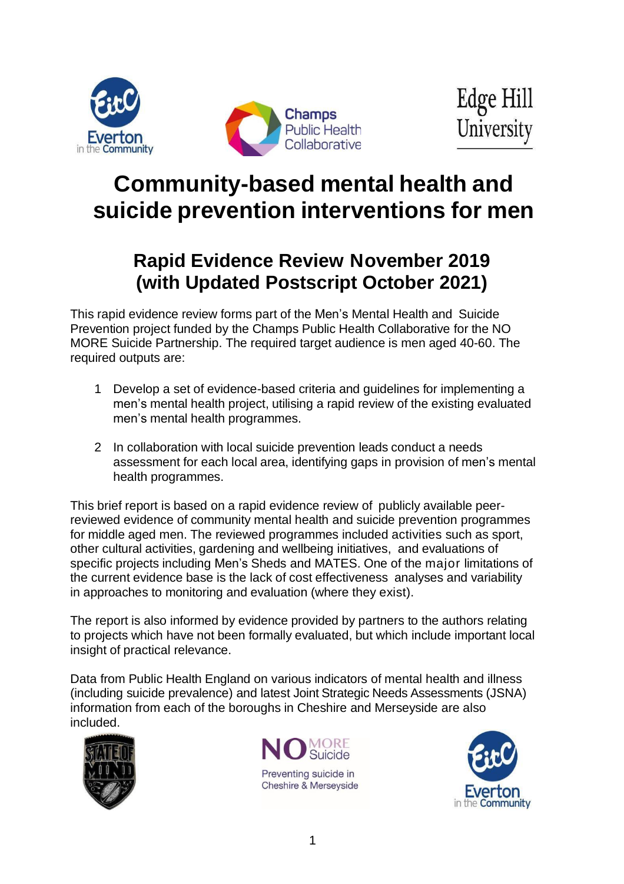# Community-based mental health and suicide prevention interventions for men

## Rapid Evidence Review November 2019 (with Updated Postscript October 2021)

This rapid evidence review forms part of the Men's Mental Health and Suicide Prevention project funded by the Champs Public Health Collaborative for the NO MORE Suicide Partnership. The required target audience is men aged 40-60. The required outputs are:

1. Develop a set of evidence-based criteria and guidelines for implementing a men's mental health project, utilising a rapid review of the existing evaluated men's mental health programmes.
2. In collaboration with local suicide prevention leads conduct a needs assessment for each local area, identifying gaps in provision of men's mental health programmes.

This brief report is based on a rapid evidence review of publicly available peer-reviewed evidence of community mental health and suicide prevention programmes for middle aged men. The reviewed programmes included activities such as sport, other cultural activities, gardening and wellbeing initiatives, and evaluations of specific projects including Men's Sheds and MATES. One of the major limitations of the current evidence base is the lack of cost effectiveness analyses and variability in approaches to monitoring and evaluation (where they exist).

The report is also informed by evidence provided by partners to the authors relating to projects which have not been formally evaluated, but which include important local insight of practical relevance.

Data from Public Health England on various indicators of mental health and illness (including suicide prevalence) and latest Joint Strategic Needs Assessments (JSNA) information from each of the boroughs in Cheshire and Merseyside are also included.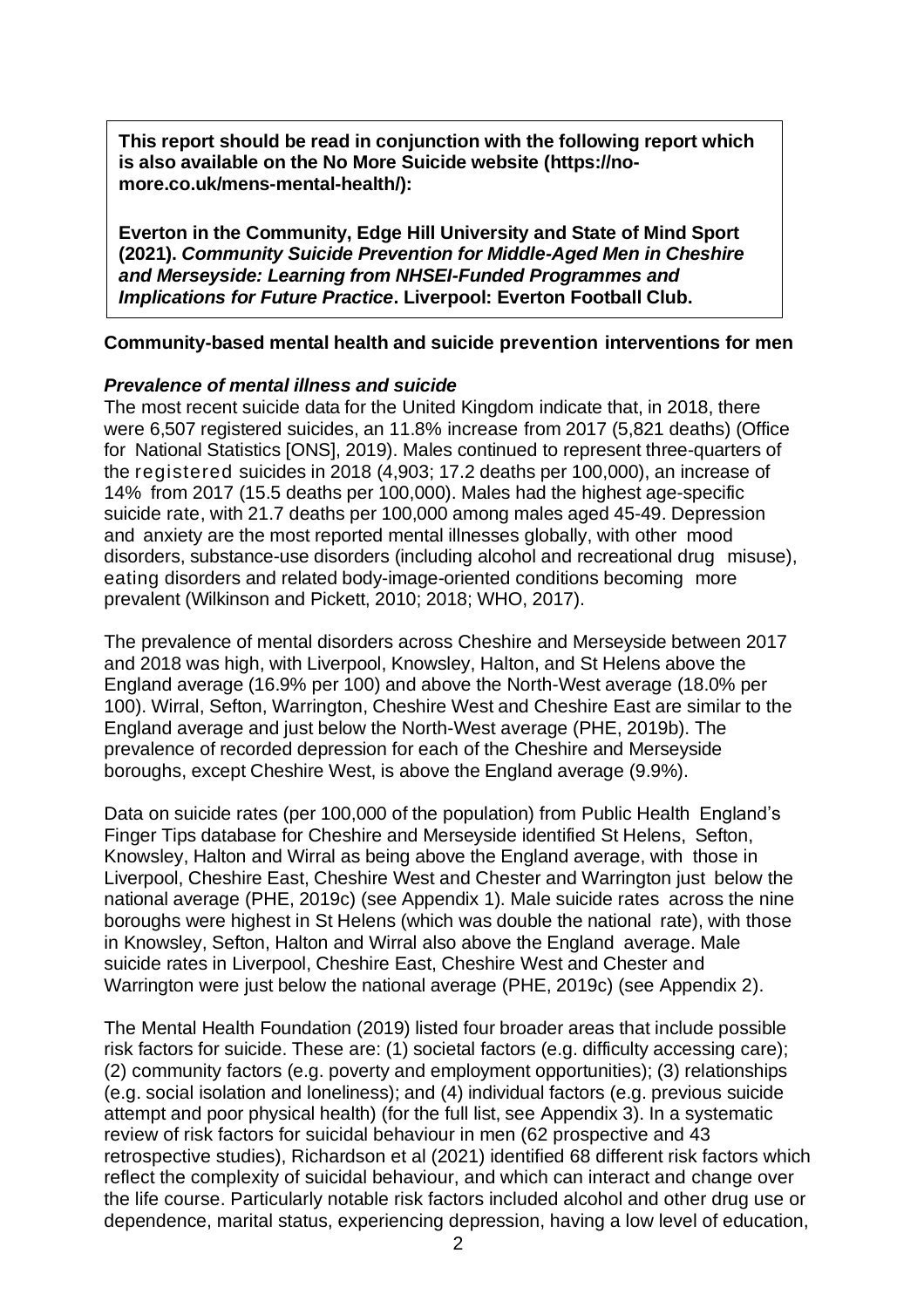**This report should be read in conjunction with the following report which is also available on the No More Suicide website (https://no-more.co.uk/mens-mental-health/):**

**Everton in the Community, Edge Hill University and State of Mind Sport (2021). *Community Suicide Prevention for Middle-Aged Men in Cheshire and Merseyside: Learning from NHSEI-Funded Programmes and Implications for Future Practice*. Liverpool: Everton Football Club.**

**Community-based mental health and suicide prevention interventions for men**

***Prevalence of mental illness and suicide***

The most recent suicide data for the United Kingdom indicate that, in 2018, there were 6,507 registered suicides, an 11.8% increase from 2017 (5,821 deaths) (Office for National Statistics [ONS], 2019). Males continued to represent three-quarters of the registered suicides in 2018 (4,903; 17.2 deaths per 100,000), an increase of 14% from 2017 (15.5 deaths per 100,000). Males had the highest age-specific suicide rate, with 21.7 deaths per 100,000 among males aged 45-49. Depression and anxiety are the most reported mental illnesses globally, with other mood disorders, substance-use disorders (including alcohol and recreational drug misuse), eating disorders and related body-image-oriented conditions becoming more prevalent (Wilkinson and Pickett, 2010; 2018; WHO, 2017).

The prevalence of mental disorders across Cheshire and Merseyside between 2017 and 2018 was high, with Liverpool, Knowsley, Halton, and St Helens above the England average (16.9% per 100) and above the North-West average (18.0% per 100). Wirral, Sefton, Warrington, Cheshire West and Cheshire East are similar to the England average and just below the North-West average (PHE, 2019b). The prevalence of recorded depression for each of the Cheshire and Merseyside boroughs, except Cheshire West, is above the England average (9.9%).

Data on suicide rates (per 100,000 of the population) from Public Health England's Finger Tips database for Cheshire and Merseyside identified St Helens, Sefton, Knowsley, Halton and Wirral as being above the England average, with those in Liverpool, Cheshire East, Cheshire West and Chester and Warrington just below the national average (PHE, 2019c) (see Appendix 1). Male suicide rates across the nine boroughs were highest in St Helens (which was double the national rate), with those in Knowsley, Sefton, Halton and Wirral also above the England average. Male suicide rates in Liverpool, Cheshire East, Cheshire West and Chester and Warrington were just below the national average (PHE, 2019c) (see Appendix 2).

The Mental Health Foundation (2019) listed four broader areas that include possible risk factors for suicide. These are: (1) societal factors (e.g. difficulty accessing care); (2) community factors (e.g. poverty and employment opportunities); (3) relationships (e.g. social isolation and loneliness); and (4) individual factors (e.g. previous suicide attempt and poor physical health) (for the full list, see Appendix 3). In a systematic review of risk factors for suicidal behaviour in men (62 prospective and 43 retrospective studies), Richardson et al (2021) identified 68 different risk factors which reflect the complexity of suicidal behaviour, and which can interact and change over the life course. Particularly notable risk factors included alcohol and other drug use or dependence, marital status, experiencing depression, having a low level of education,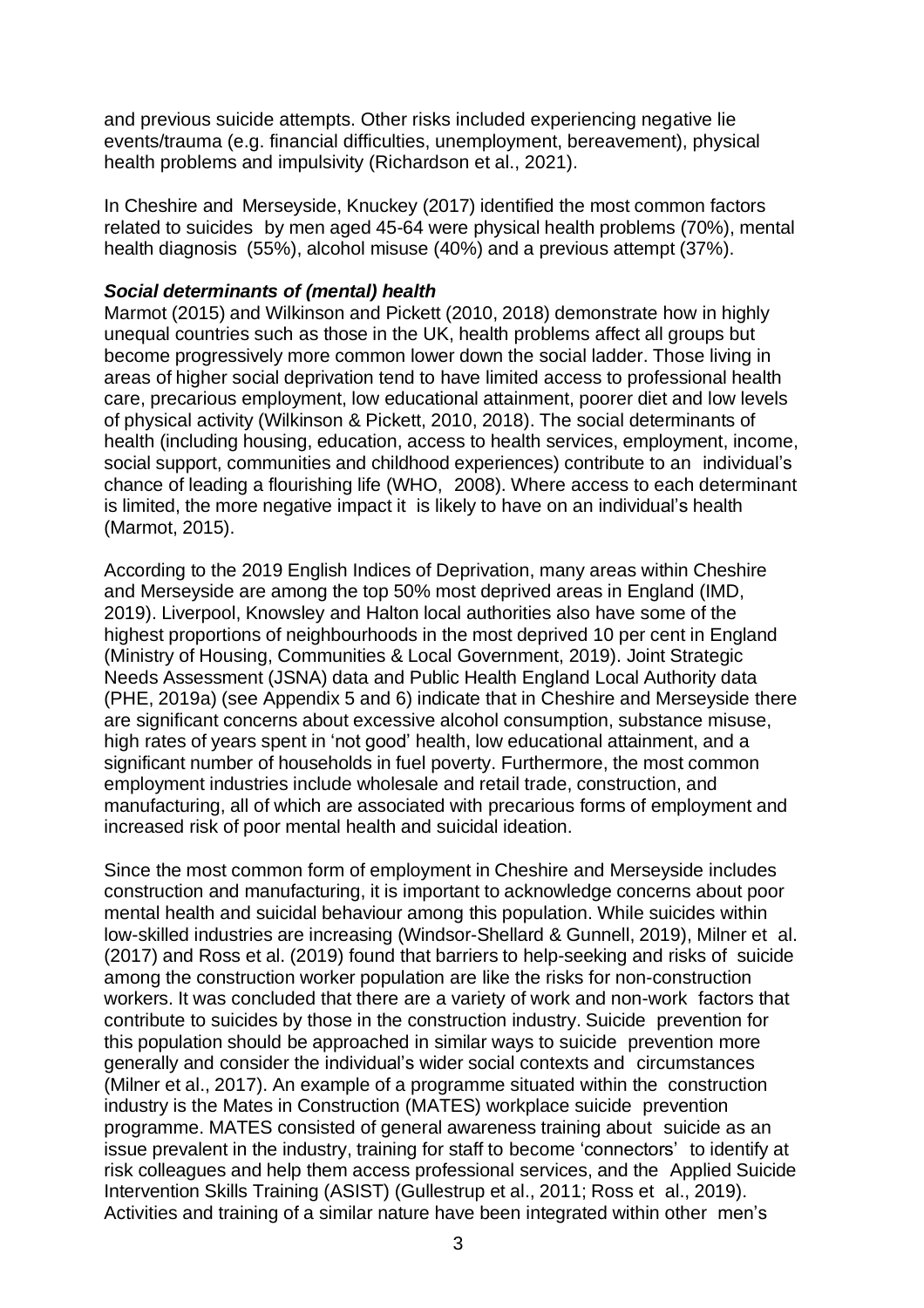and previous suicide attempts. Other risks included experiencing negative lie events/trauma (e.g. financial difficulties, unemployment, bereavement), physical health problems and impulsivity (Richardson et al., 2021).

In Cheshire and Merseyside, Knuckey (2017) identified the most common factors related to suicides by men aged 45-64 were physical health problems (70%), mental health diagnosis (55%), alcohol misuse (40%) and a previous attempt (37%).

### *Social determinants of (mental) health*

Marmot (2015) and Wilkinson and Pickett (2010, 2018) demonstrate how in highly unequal countries such as those in the UK, health problems affect all groups but become progressively more common lower down the social ladder. Those living in areas of higher social deprivation tend to have limited access to professional health care, precarious employment, low educational attainment, poorer diet and low levels of physical activity (Wilkinson & Pickett, 2010, 2018). The social determinants of health (including housing, education, access to health services, employment, income, social support, communities and childhood experiences) contribute to an individual's chance of leading a flourishing life (WHO, 2008). Where access to each determinant is limited, the more negative impact it is likely to have on an individual's health (Marmot, 2015).

According to the 2019 English Indices of Deprivation, many areas within Cheshire and Merseyside are among the top 50% most deprived areas in England (IMD, 2019). Liverpool, Knowsley and Halton local authorities also have some of the highest proportions of neighbourhoods in the most deprived 10 per cent in England (Ministry of Housing, Communities & Local Government, 2019). Joint Strategic Needs Assessment (JSNA) data and Public Health England Local Authority data (PHE, 2019a) (see Appendix 5 and 6) indicate that in Cheshire and Merseyside there are significant concerns about excessive alcohol consumption, substance misuse, high rates of years spent in 'not good' health, low educational attainment, and a significant number of households in fuel poverty. Furthermore, the most common employment industries include wholesale and retail trade, construction, and manufacturing, all of which are associated with precarious forms of employment and increased risk of poor mental health and suicidal ideation.

Since the most common form of employment in Cheshire and Merseyside includes construction and manufacturing, it is important to acknowledge concerns about poor mental health and suicidal behaviour among this population. While suicides within low-skilled industries are increasing (Windsor-Shellard & Gunnell, 2019), Milner et al. (2017) and Ross et al. (2019) found that barriers to help-seeking and risks of suicide among the construction worker population are like the risks for non-construction workers. It was concluded that there are a variety of work and non-work factors that contribute to suicides by those in the construction industry. Suicide prevention for this population should be approached in similar ways to suicide prevention more generally and consider the individual's wider social contexts and circumstances (Milner et al., 2017). An example of a programme situated within the construction industry is the Mates in Construction (MATES) workplace suicide prevention programme. MATES consisted of general awareness training about suicide as an issue prevalent in the industry, training for staff to become 'connectors' to identify at risk colleagues and help them access professional services, and the Applied Suicide Intervention Skills Training (ASIST) (Gullestrup et al., 2011; Ross et al., 2019). Activities and training of a similar nature have been integrated within other men's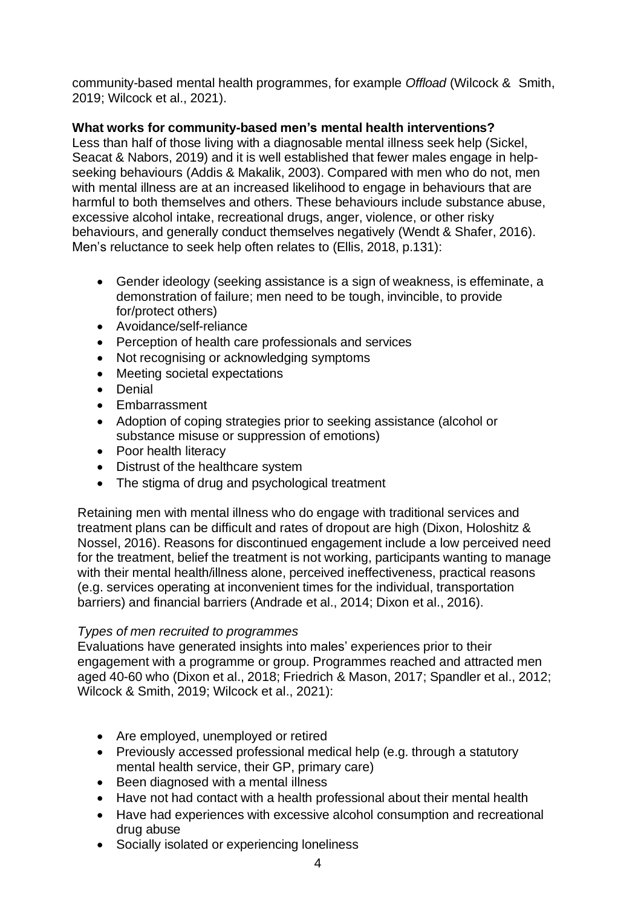community-based mental health programmes, for example *Offload* (Wilcock & Smith, 2019; Wilcock et al., 2021).

**What works for community-based men's mental health interventions?**

Less than half of those living with a diagnosable mental illness seek help (Sickel, Seacat & Nabors, 2019) and it is well established that fewer males engage in help-seeking behaviours (Addis & Makalik, 2003). Compared with men who do not, men with mental illness are at an increased likelihood to engage in behaviours that are harmful to both themselves and others. These behaviours include substance abuse, excessive alcohol intake, recreational drugs, anger, violence, or other risky behaviours, and generally conduct themselves negatively (Wendt & Shafer, 2016). Men's reluctance to seek help often relates to (Ellis, 2018, p.131):

- Gender ideology (seeking assistance is a sign of weakness, is effeminate, a demonstration of failure; men need to be tough, invincible, to provide for/protect others)
- Avoidance/self-reliance
- Perception of health care professionals and services
- Not recognising or acknowledging symptoms
- Meeting societal expectations
- Denial
- Embarrassment
- Adoption of coping strategies prior to seeking assistance (alcohol or substance misuse or suppression of emotions)
- Poor health literacy
- Distrust of the healthcare system
- The stigma of drug and psychological treatment

Retaining men with mental illness who do engage with traditional services and treatment plans can be difficult and rates of dropout are high (Dixon, Holoshitz & Nossel, 2016). Reasons for discontinued engagement include a low perceived need for the treatment, belief the treatment is not working, participants wanting to manage with their mental health/illness alone, perceived ineffectiveness, practical reasons (e.g. services operating at inconvenient times for the individual, transportation barriers) and financial barriers (Andrade et al., 2014; Dixon et al., 2016).

*Types of men recruited to programmes*

Evaluations have generated insights into males' experiences prior to their engagement with a programme or group. Programmes reached and attracted men aged 40-60 who (Dixon et al., 2018; Friedrich & Mason, 2017; Spandler et al., 2012; Wilcock & Smith, 2019; Wilcock et al., 2021):

- Are employed, unemployed or retired
- Previously accessed professional medical help (e.g. through a statutory mental health service, their GP, primary care)
- Been diagnosed with a mental illness
- Have not had contact with a health professional about their mental health
- Have had experiences with excessive alcohol consumption and recreational drug abuse
- Socially isolated or experiencing loneliness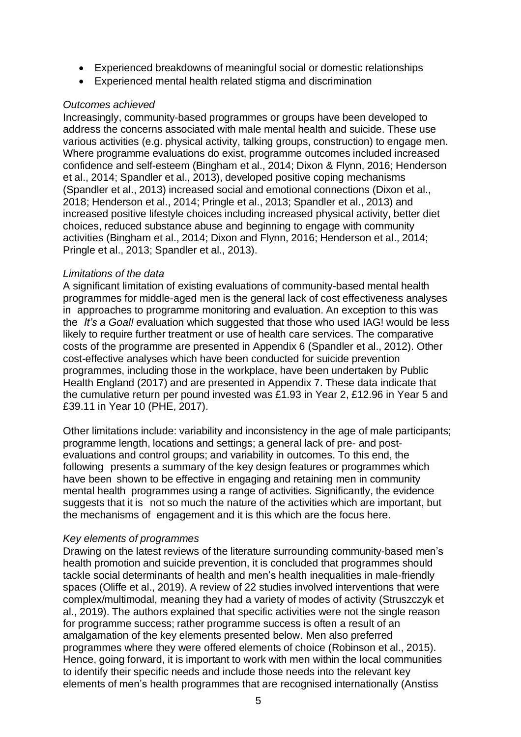- Experienced breakdowns of meaningful social or domestic relationships
- Experienced mental health related stigma and discrimination

*Outcomes achieved*

Increasingly, community-based programmes or groups have been developed to address the concerns associated with male mental health and suicide. These use various activities (e.g. physical activity, talking groups, construction) to engage men. Where programme evaluations do exist, programme outcomes included increased confidence and self-esteem (Bingham et al., 2014; Dixon & Flynn, 2016; Henderson et al., 2014; Spandler et al., 2013), developed positive coping mechanisms (Spandler et al., 2013) increased social and emotional connections (Dixon et al., 2018; Henderson et al., 2014; Pringle et al., 2013; Spandler et al., 2013) and increased positive lifestyle choices including increased physical activity, better diet choices, reduced substance abuse and beginning to engage with community activities (Bingham et al., 2014; Dixon and Flynn, 2016; Henderson et al., 2014; Pringle et al., 2013; Spandler et al., 2013).

*Limitations of the data*

A significant limitation of existing evaluations of community-based mental health programmes for middle-aged men is the general lack of cost effectiveness analyses in approaches to programme monitoring and evaluation. An exception to this was the *It's a Goal!* evaluation which suggested that those who used IAG! would be less likely to require further treatment or use of health care services. The comparative costs of the programme are presented in Appendix 6 (Spandler et al., 2012). Other cost-effective analyses which have been conducted for suicide prevention programmes, including those in the workplace, have been undertaken by Public Health England (2017) and are presented in Appendix 7. These data indicate that the cumulative return per pound invested was £1.93 in Year 2, £12.96 in Year 5 and £39.11 in Year 10 (PHE, 2017).

Other limitations include: variability and inconsistency in the age of male participants; programme length, locations and settings; a general lack of pre- and post-evaluations and control groups; and variability in outcomes. To this end, the following presents a summary of the key design features or programmes which have been shown to be effective in engaging and retaining men in community mental health programmes using a range of activities. Significantly, the evidence suggests that it is not so much the nature of the activities which are important, but the mechanisms of engagement and it is this which are the focus here.

*Key elements of programmes*

Drawing on the latest reviews of the literature surrounding community-based men's health promotion and suicide prevention, it is concluded that programmes should tackle social determinants of health and men's health inequalities in male-friendly spaces (Oliffe et al., 2019). A review of 22 studies involved interventions that were complex/multimodal, meaning they had a variety of modes of activity (Struszczyk et al., 2019). The authors explained that specific activities were not the single reason for programme success; rather programme success is often a result of an amalgamation of the key elements presented below. Men also preferred programmes where they were offered elements of choice (Robinson et al., 2015). Hence, going forward, it is important to work with men within the local communities to identify their specific needs and include those needs into the relevant key elements of men's health programmes that are recognised internationally (Anstiss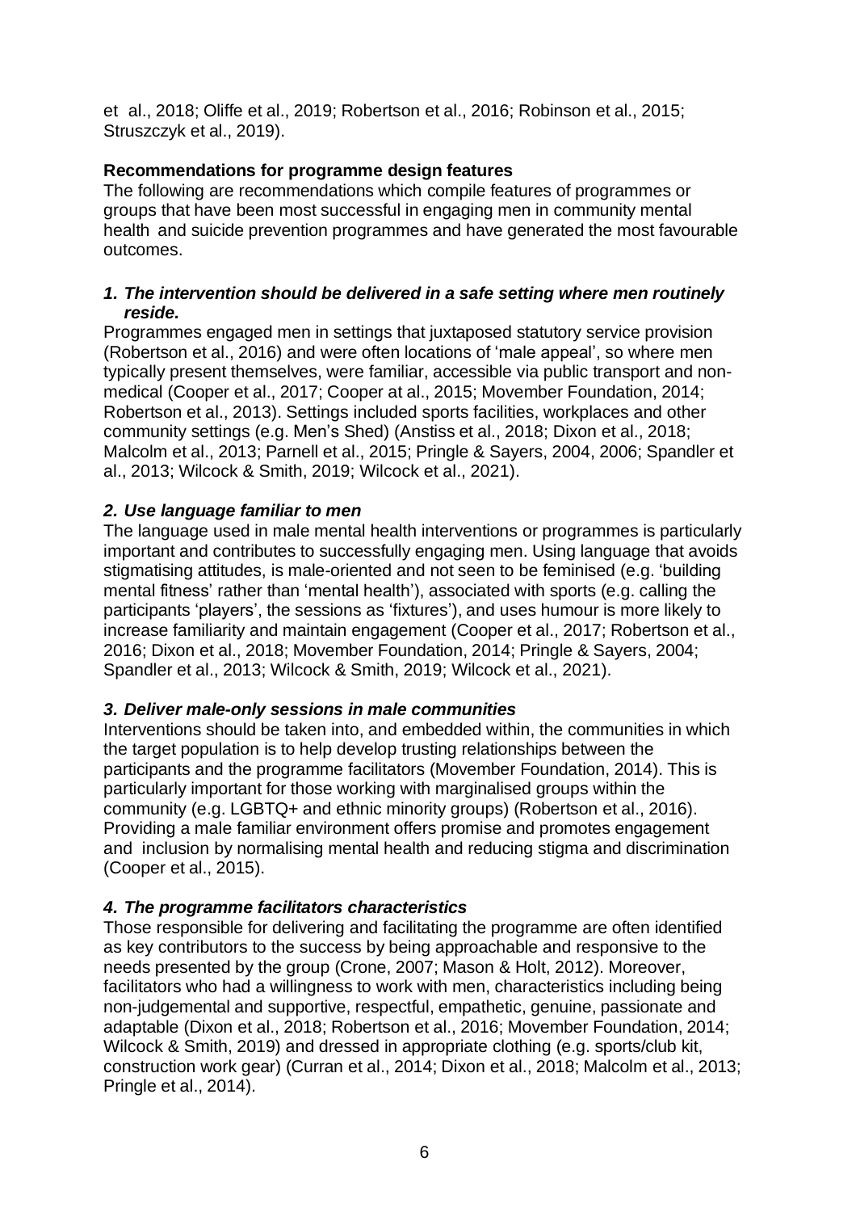et al., 2018; Oliffe et al., 2019; Robertson et al., 2016; Robinson et al., 2015; Struszczyk et al., 2019).

**Recommendations for programme design features**

The following are recommendations which compile features of programmes or groups that have been most successful in engaging men in community mental health and suicide prevention programmes and have generated the most favourable outcomes.

***1. The intervention should be delivered in a safe setting where men routinely reside.***

Programmes engaged men in settings that juxtaposed statutory service provision (Robertson et al., 2016) and were often locations of 'male appeal', so where men typically present themselves, were familiar, accessible via public transport and non-medical (Cooper et al., 2017; Cooper at al., 2015; Movember Foundation, 2014; Robertson et al., 2013). Settings included sports facilities, workplaces and other community settings (e.g. Men's Shed) (Anstiss et al., 2018; Dixon et al., 2018; Malcolm et al., 2013; Parnell et al., 2015; Pringle & Sayers, 2004, 2006; Spandler et al., 2013; Wilcock & Smith, 2019; Wilcock et al., 2021).

***2. Use language familiar to men***

The language used in male mental health interventions or programmes is particularly important and contributes to successfully engaging men. Using language that avoids stigmatising attitudes, is male-oriented and not seen to be feminised (e.g. 'building mental fitness' rather than 'mental health'), associated with sports (e.g. calling the participants 'players', the sessions as 'fixtures'), and uses humour is more likely to increase familiarity and maintain engagement (Cooper et al., 2017; Robertson et al., 2016; Dixon et al., 2018; Movember Foundation, 2014; Pringle & Sayers, 2004; Spandler et al., 2013; Wilcock & Smith, 2019; Wilcock et al., 2021).

***3. Deliver male-only sessions in male communities***

Interventions should be taken into, and embedded within, the communities in which the target population is to help develop trusting relationships between the participants and the programme facilitators (Movember Foundation, 2014). This is particularly important for those working with marginalised groups within the community (e.g. LGBTQ+ and ethnic minority groups) (Robertson et al., 2016). Providing a male familiar environment offers promise and promotes engagement and inclusion by normalising mental health and reducing stigma and discrimination (Cooper et al., 2015).

***4. The programme facilitators characteristics***

Those responsible for delivering and facilitating the programme are often identified as key contributors to the success by being approachable and responsive to the needs presented by the group (Crone, 2007; Mason & Holt, 2012). Moreover, facilitators who had a willingness to work with men, characteristics including being non-judgemental and supportive, respectful, empathetic, genuine, passionate and adaptable (Dixon et al., 2018; Robertson et al., 2016; Movember Foundation, 2014; Wilcock & Smith, 2019) and dressed in appropriate clothing (e.g. sports/club kit, construction work gear) (Curran et al., 2014; Dixon et al., 2018; Malcolm et al., 2013; Pringle et al., 2014).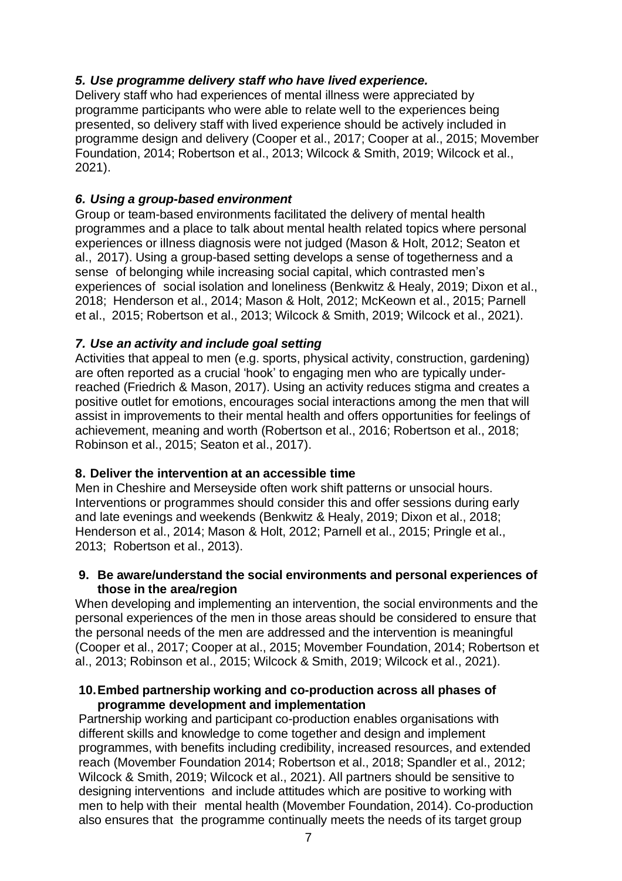### *5. Use programme delivery staff who have lived experience.*

Delivery staff who had experiences of mental illness were appreciated by programme participants who were able to relate well to the experiences being presented, so delivery staff with lived experience should be actively included in programme design and delivery (Cooper et al., 2017; Cooper at al., 2015; Movember Foundation, 2014; Robertson et al., 2013; Wilcock & Smith, 2019; Wilcock et al., 2021).

### *6. Using a group-based environment*

Group or team-based environments facilitated the delivery of mental health programmes and a place to talk about mental health related topics where personal experiences or illness diagnosis were not judged (Mason & Holt, 2012; Seaton et al., 2017). Using a group-based setting develops a sense of togetherness and a sense of belonging while increasing social capital, which contrasted men's experiences of social isolation and loneliness (Benkwitz & Healy, 2019; Dixon et al., 2018; Henderson et al., 2014; Mason & Holt, 2012; McKeown et al., 2015; Parnell et al., 2015; Robertson et al., 2013; Wilcock & Smith, 2019; Wilcock et al., 2021).

### *7. Use an activity and include goal setting*

Activities that appeal to men (e.g. sports, physical activity, construction, gardening) are often reported as a crucial 'hook' to engaging men who are typically under-reached (Friedrich & Mason, 2017). Using an activity reduces stigma and creates a positive outlet for emotions, encourages social interactions among the men that will assist in improvements to their mental health and offers opportunities for feelings of achievement, meaning and worth (Robertson et al., 2016; Robertson et al., 2018; Robinson et al., 2015; Seaton et al., 2017).

### 8. Deliver the intervention at an accessible time

Men in Cheshire and Merseyside often work shift patterns or unsocial hours. Interventions or programmes should consider this and offer sessions during early and late evenings and weekends (Benkwitz & Healy, 2019; Dixon et al., 2018; Henderson et al., 2014; Mason & Holt, 2012; Parnell et al., 2015; Pringle et al., 2013; Robertson et al., 2013).

### 9. Be aware/understand the social environments and personal experiences of those in the area/region

When developing and implementing an intervention, the social environments and the personal experiences of the men in those areas should be considered to ensure that the personal needs of the men are addressed and the intervention is meaningful (Cooper et al., 2017; Cooper at al., 2015; Movember Foundation, 2014; Robertson et al., 2013; Robinson et al., 2015; Wilcock & Smith, 2019; Wilcock et al., 2021).

### 10. Embed partnership working and co-production across all phases of programme development and implementation

Partnership working and participant co-production enables organisations with different skills and knowledge to come together and design and implement programmes, with benefits including credibility, increased resources, and extended reach (Movember Foundation 2014; Robertson et al., 2018; Spandler et al., 2012; Wilcock & Smith, 2019; Wilcock et al., 2021). All partners should be sensitive to designing interventions and include attitudes which are positive to working with men to help with their mental health (Movember Foundation, 2014). Co-production also ensures that the programme continually meets the needs of its target group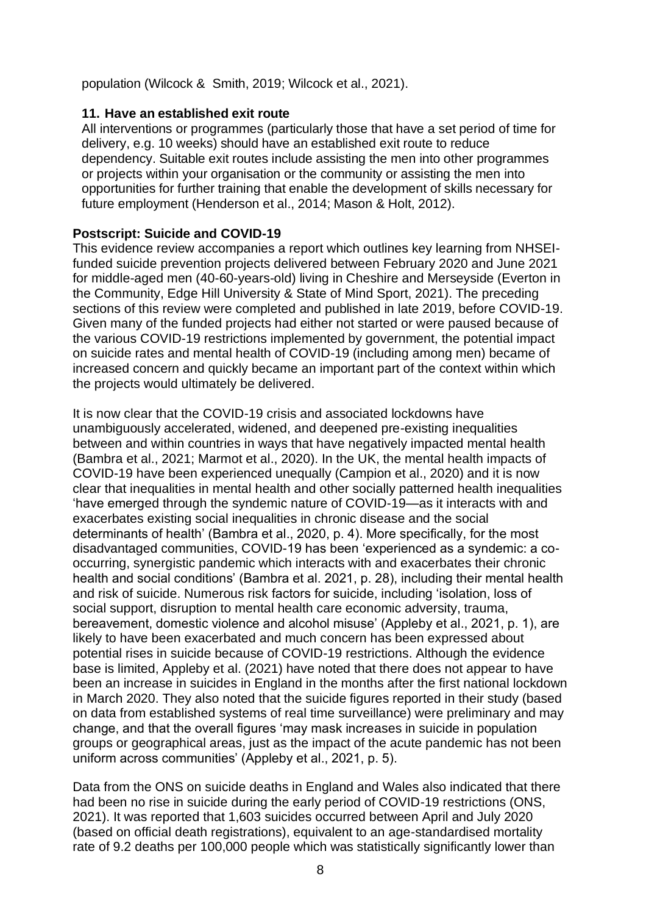population (Wilcock & Smith, 2019; Wilcock et al., 2021).

**11. Have an established exit route**

All interventions or programmes (particularly those that have a set period of time for delivery, e.g. 10 weeks) should have an established exit route to reduce dependency. Suitable exit routes include assisting the men into other programmes or projects within your organisation or the community or assisting the men into opportunities for further training that enable the development of skills necessary for future employment (Henderson et al., 2014; Mason & Holt, 2012).

**Postscript: Suicide and COVID-19**

This evidence review accompanies a report which outlines key learning from NHSEI-funded suicide prevention projects delivered between February 2020 and June 2021 for middle-aged men (40-60-years-old) living in Cheshire and Merseyside (Everton in the Community, Edge Hill University & State of Mind Sport, 2021). The preceding sections of this review were completed and published in late 2019, before COVID-19. Given many of the funded projects had either not started or were paused because of the various COVID-19 restrictions implemented by government, the potential impact on suicide rates and mental health of COVID-19 (including among men) became of increased concern and quickly became an important part of the context within which the projects would ultimately be delivered.

It is now clear that the COVID-19 crisis and associated lockdowns have unambiguously accelerated, widened, and deepened pre-existing inequalities between and within countries in ways that have negatively impacted mental health (Bambra et al., 2021; Marmot et al., 2020). In the UK, the mental health impacts of COVID-19 have been experienced unequally (Campion et al., 2020) and it is now clear that inequalities in mental health and other socially patterned health inequalities 'have emerged through the syndemic nature of COVID-19—as it interacts with and exacerbates existing social inequalities in chronic disease and the social determinants of health' (Bambra et al., 2020, p. 4). More specifically, for the most disadvantaged communities, COVID-19 has been 'experienced as a syndemic: a co-occurring, synergistic pandemic which interacts with and exacerbates their chronic health and social conditions' (Bambra et al. 2021, p. 28), including their mental health and risk of suicide. Numerous risk factors for suicide, including 'isolation, loss of social support, disruption to mental health care economic adversity, trauma, bereavement, domestic violence and alcohol misuse' (Appleby et al., 2021, p. 1), are likely to have been exacerbated and much concern has been expressed about potential rises in suicide because of COVID-19 restrictions. Although the evidence base is limited, Appleby et al. (2021) have noted that there does not appear to have been an increase in suicides in England in the months after the first national lockdown in March 2020. They also noted that the suicide figures reported in their study (based on data from established systems of real time surveillance) were preliminary and may change, and that the overall figures 'may mask increases in suicide in population groups or geographical areas, just as the impact of the acute pandemic has not been uniform across communities' (Appleby et al., 2021, p. 5).

Data from the ONS on suicide deaths in England and Wales also indicated that there had been no rise in suicide during the early period of COVID-19 restrictions (ONS, 2021). It was reported that 1,603 suicides occurred between April and July 2020 (based on official death registrations), equivalent to an age-standardised mortality rate of 9.2 deaths per 100,000 people which was statistically significantly lower than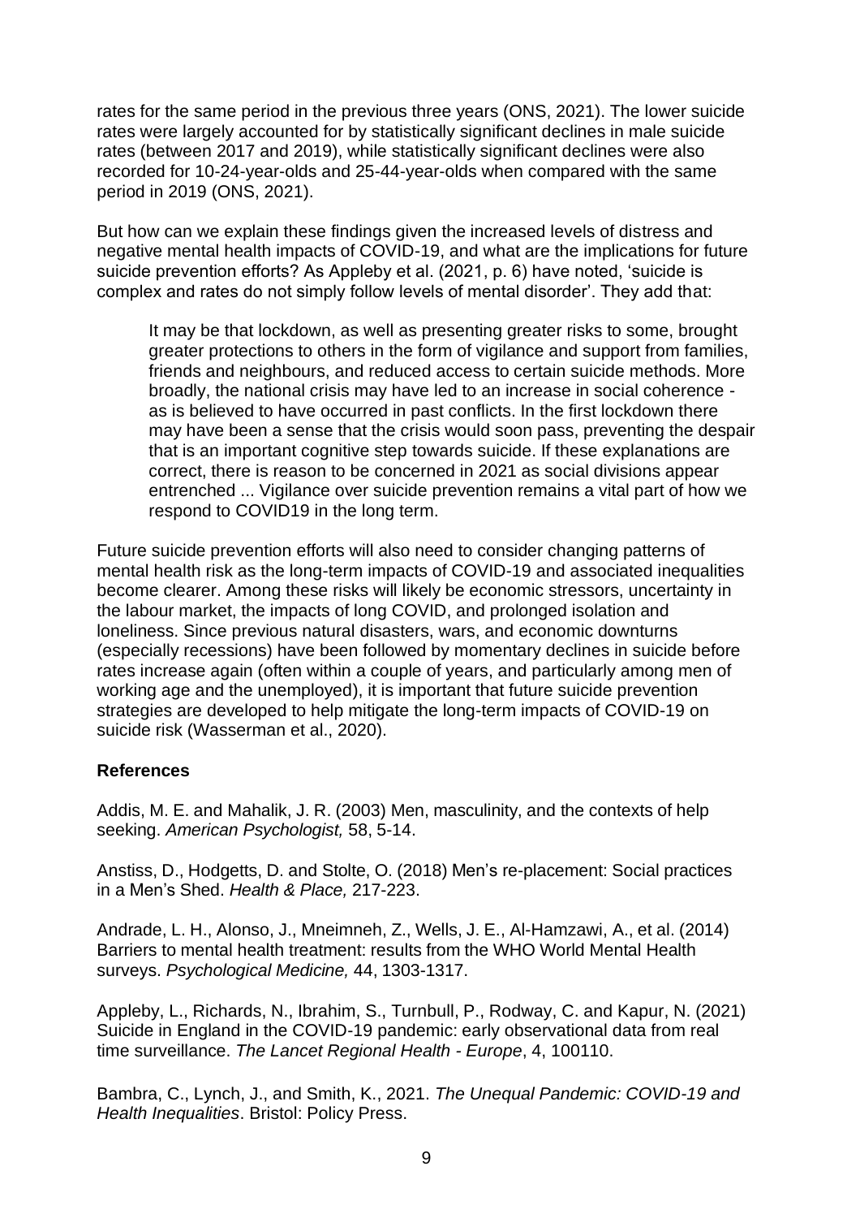rates for the same period in the previous three years (ONS, 2021). The lower suicide rates were largely accounted for by statistically significant declines in male suicide rates (between 2017 and 2019), while statistically significant declines were also recorded for 10-24-year-olds and 25-44-year-olds when compared with the same period in 2019 (ONS, 2021).

But how can we explain these findings given the increased levels of distress and negative mental health impacts of COVID-19, and what are the implications for future suicide prevention efforts? As Appleby et al. (2021, p. 6) have noted, 'suicide is complex and rates do not simply follow levels of mental disorder'. They add that:

> It may be that lockdown, as well as presenting greater risks to some, brought greater protections to others in the form of vigilance and support from families, friends and neighbours, and reduced access to certain suicide methods. More broadly, the national crisis may have led to an increase in social coherence - as is believed to have occurred in past conflicts. In the first lockdown there may have been a sense that the crisis would soon pass, preventing the despair that is an important cognitive step towards suicide. If these explanations are correct, there is reason to be concerned in 2021 as social divisions appear entrenched ... Vigilance over suicide prevention remains a vital part of how we respond to COVID19 in the long term.

Future suicide prevention efforts will also need to consider changing patterns of mental health risk as the long-term impacts of COVID-19 and associated inequalities become clearer. Among these risks will likely be economic stressors, uncertainty in the labour market, the impacts of long COVID, and prolonged isolation and loneliness. Since previous natural disasters, wars, and economic downturns (especially recessions) have been followed by momentary declines in suicide before rates increase again (often within a couple of years, and particularly among men of working age and the unemployed), it is important that future suicide prevention strategies are developed to help mitigate the long-term impacts of COVID-19 on suicide risk (Wasserman et al., 2020).

**References**

Addis, M. E. and Mahalik, J. R. (2003) Men, masculinity, and the contexts of help seeking. *American Psychologist,* 58, 5-14.

Anstiss, D., Hodgetts, D. and Stolte, O. (2018) Men's re-placement: Social practices in a Men's Shed. *Health & Place,* 217-223.

Andrade, L. H., Alonso, J., Mneimneh, Z., Wells, J. E., Al-Hamzawi, A., et al. (2014) Barriers to mental health treatment: results from the WHO World Mental Health surveys. *Psychological Medicine,* 44, 1303-1317.

Appleby, L., Richards, N., Ibrahim, S., Turnbull, P., Rodway, C. and Kapur, N. (2021) Suicide in England in the COVID-19 pandemic: early observational data from real time surveillance. *The Lancet Regional Health - Europe*, 4, 100110.

Bambra, C., Lynch, J., and Smith, K., 2021. *The Unequal Pandemic: COVID-19 and Health Inequalities*. Bristol: Policy Press.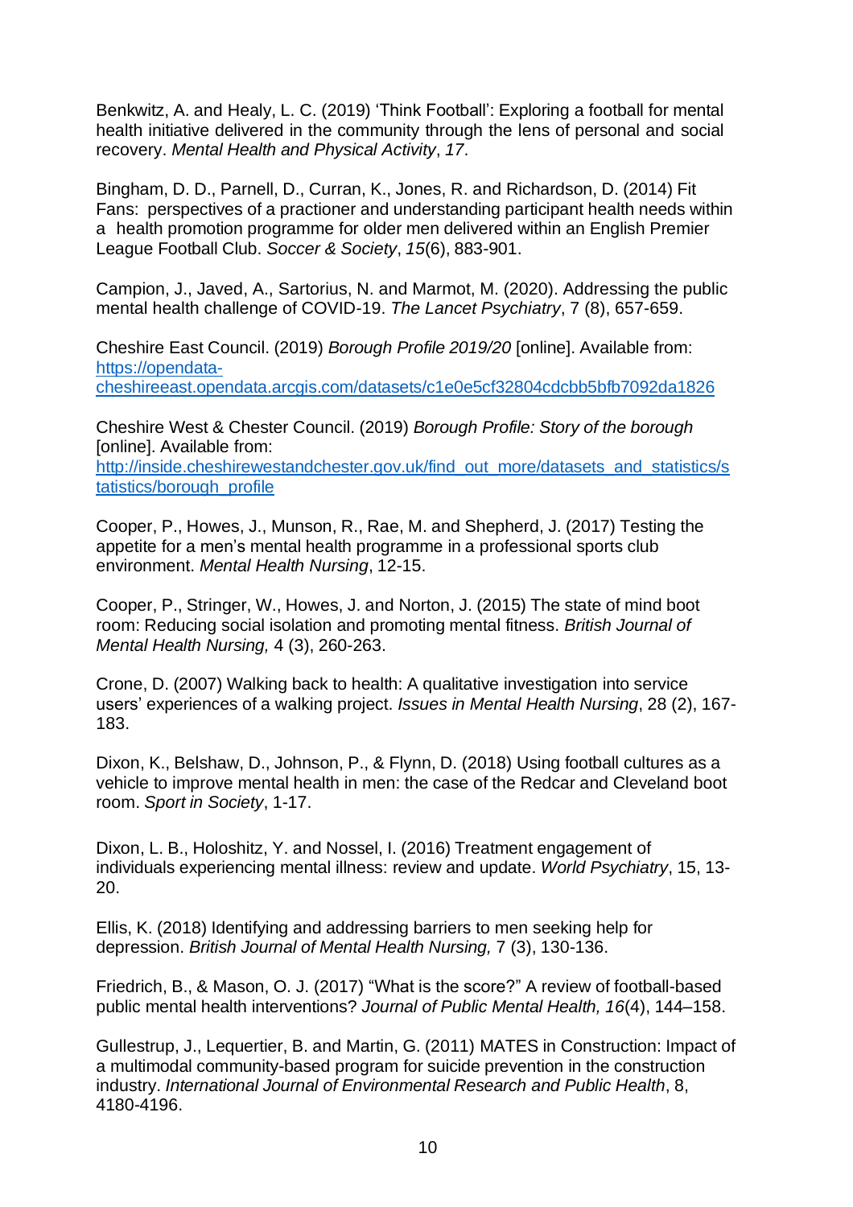Benkwitz, A. and Healy, L. C. (2019) 'Think Football': Exploring a football for mental health initiative delivered in the community through the lens of personal and social recovery. *Mental Health and Physical Activity*, *17*.

Bingham, D. D., Parnell, D., Curran, K., Jones, R. and Richardson, D. (2014) Fit Fans: perspectives of a practioner and understanding participant health needs within a health promotion programme for older men delivered within an English Premier League Football Club. *Soccer & Society*, *15*(6), 883-901.

Campion, J., Javed, A., Sartorius, N. and Marmot, M. (2020). Addressing the public mental health challenge of COVID-19. *The Lancet Psychiatry*, 7 (8), 657-659.

Cheshire East Council. (2019) *Borough Profile 2019/20* [online]. Available from: https://opendata-cheshireeast.opendata.arcgis.com/datasets/c1e0e5cf32804cdcbb5bfb7092da1826

Cheshire West & Chester Council. (2019) *Borough Profile: Story of the borough* [online]. Available from: http://inside.cheshirewestandchester.gov.uk/find_out_more/datasets_and_statistics/statistics/borough_profile

Cooper, P., Howes, J., Munson, R., Rae, M. and Shepherd, J. (2017) Testing the appetite for a men's mental health programme in a professional sports club environment. *Mental Health Nursing*, 12-15.

Cooper, P., Stringer, W., Howes, J. and Norton, J. (2015) The state of mind boot room: Reducing social isolation and promoting mental fitness. *British Journal of Mental Health Nursing,* 4 (3), 260-263.

Crone, D. (2007) Walking back to health: A qualitative investigation into service users' experiences of a walking project. *Issues in Mental Health Nursing*, 28 (2), 167-183.

Dixon, K., Belshaw, D., Johnson, P., & Flynn, D. (2018) Using football cultures as a vehicle to improve mental health in men: the case of the Redcar and Cleveland boot room. *Sport in Society*, 1-17.

Dixon, L. B., Holoshitz, Y. and Nossel, I. (2016) Treatment engagement of individuals experiencing mental illness: review and update. *World Psychiatry*, 15, 13-20.

Ellis, K. (2018) Identifying and addressing barriers to men seeking help for depression. *British Journal of Mental Health Nursing,* 7 (3), 130-136.

Friedrich, B., & Mason, O. J. (2017) "What is the score?" A review of football-based public mental health interventions? *Journal of Public Mental Health, 16*(4), 144–158.

Gullestrup, J., Lequertier, B. and Martin, G. (2011) MATES in Construction: Impact of a multimodal community-based program for suicide prevention in the construction industry. *International Journal of Environmental Research and Public Health*, 8, 4180-4196.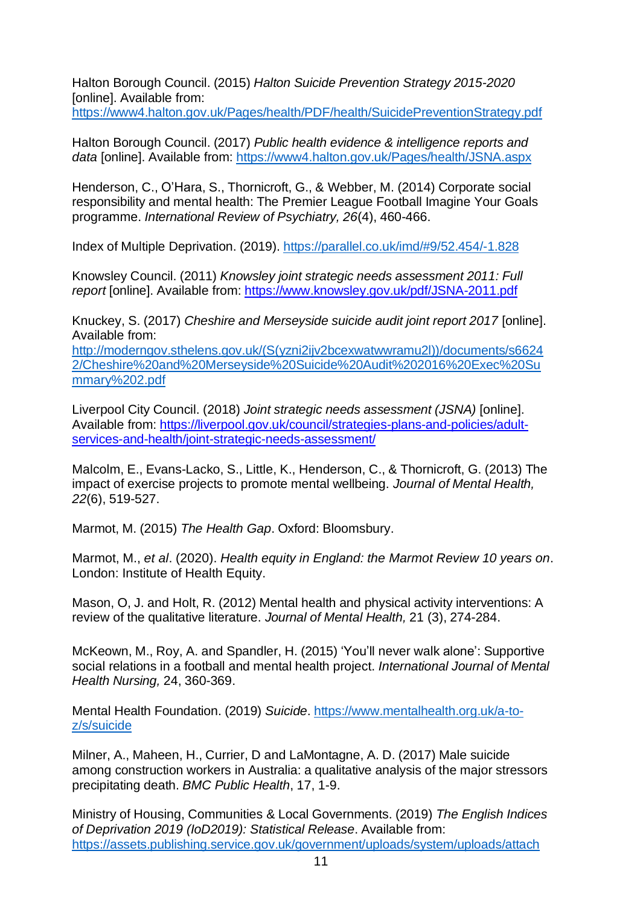Halton Borough Council. (2015) *Halton Suicide Prevention Strategy 2015-2020* [online]. Available from: https://www4.halton.gov.uk/Pages/health/PDF/health/SuicidePreventionStrategy.pdf

Halton Borough Council. (2017) *Public health evidence & intelligence reports and data* [online]. Available from: https://www4.halton.gov.uk/Pages/health/JSNA.aspx

Henderson, C., O'Hara, S., Thornicroft, G., & Webber, M. (2014) Corporate social responsibility and mental health: The Premier League Football Imagine Your Goals programme. *International Review of Psychiatry, 26*(4), 460-466.

Index of Multiple Deprivation. (2019). https://parallel.co.uk/imd/#9/52.454/-1.828

Knowsley Council. (2011) *Knowsley joint strategic needs assessment 2011: Full report* [online]. Available from: https://www.knowsley.gov.uk/pdf/JSNA-2011.pdf

Knuckey, S. (2017) *Cheshire and Merseyside suicide audit joint report 2017* [online]. Available from: http://moderngov.sthelens.gov.uk/(S(yzni2ijv2bcexwatwwramu2l))/documents/s66242/Cheshire%20and%20Merseyside%20Suicide%20Audit%202016%20Exec%20Summary%202.pdf

Liverpool City Council. (2018) *Joint strategic needs assessment (JSNA)* [online]. Available from: https://liverpool.gov.uk/council/strategies-plans-and-policies/adult-services-and-health/joint-strategic-needs-assessment/

Malcolm, E., Evans-Lacko, S., Little, K., Henderson, C., & Thornicroft, G. (2013) The impact of exercise projects to promote mental wellbeing. *Journal of Mental Health, 22*(6), 519-527.

Marmot, M. (2015) *The Health Gap*. Oxford: Bloomsbury.

Marmot, M., *et al*. (2020). *Health equity in England: the Marmot Review 10 years on*. London: Institute of Health Equity.

Mason, O, J. and Holt, R. (2012) Mental health and physical activity interventions: A review of the qualitative literature. *Journal of Mental Health,* 21 (3), 274-284.

McKeown, M., Roy, A. and Spandler, H. (2015) 'You'll never walk alone': Supportive social relations in a football and mental health project. *International Journal of Mental Health Nursing,* 24, 360-369.

Mental Health Foundation. (2019) *Suicide*. https://www.mentalhealth.org.uk/a-to-z/s/suicide

Milner, A., Maheen, H., Currier, D and LaMontagne, A. D. (2017) Male suicide among construction workers in Australia: a qualitative analysis of the major stressors precipitating death. *BMC Public Health*, 17, 1-9.

Ministry of Housing, Communities & Local Governments. (2019) *The English Indices of Deprivation 2019 (IoD2019): Statistical Release*. Available from: https://assets.publishing.service.gov.uk/government/uploads/system/uploads/attach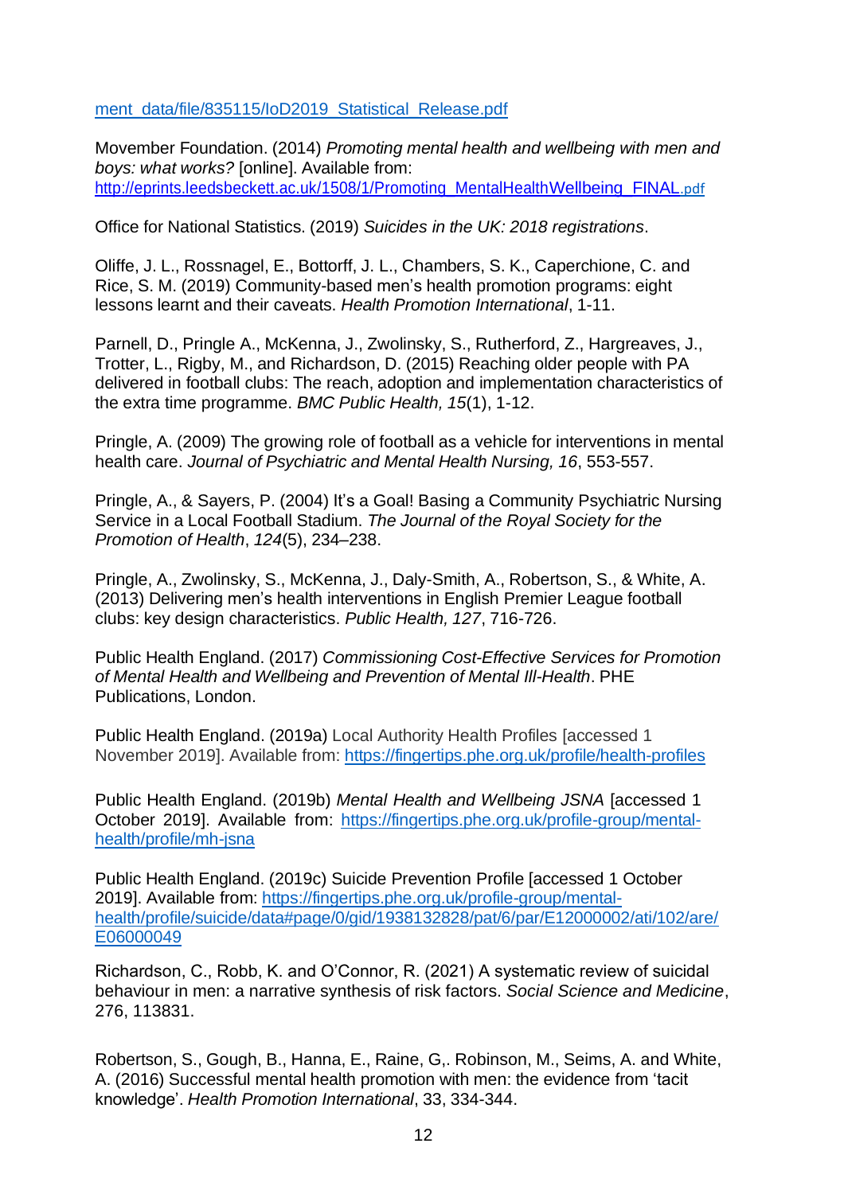ment_data/file/835115/IoD2019_Statistical_Release.pdf

Movember Foundation. (2014) *Promoting mental health and wellbeing with men and boys: what works?* [online]. Available from: http://eprints.leedsbeckett.ac.uk/1508/1/Promoting_MentalHealthWellbeing_FINAL.pdf

Office for National Statistics. (2019) *Suicides in the UK: 2018 registrations*.

Oliffe, J. L., Rossnagel, E., Bottorff, J. L., Chambers, S. K., Caperchione, C. and Rice, S. M. (2019) Community-based men's health promotion programs: eight lessons learnt and their caveats. *Health Promotion International*, 1-11.

Parnell, D., Pringle A., McKenna, J., Zwolinsky, S., Rutherford, Z., Hargreaves, J., Trotter, L., Rigby, M., and Richardson, D. (2015) Reaching older people with PA delivered in football clubs: The reach, adoption and implementation characteristics of the extra time programme. *BMC Public Health, 15*(1), 1-12.

Pringle, A. (2009) The growing role of football as a vehicle for interventions in mental health care. *Journal of Psychiatric and Mental Health Nursing, 16*, 553-557.

Pringle, A., & Sayers, P. (2004) It's a Goal! Basing a Community Psychiatric Nursing Service in a Local Football Stadium. *The Journal of the Royal Society for the Promotion of Health*, *124*(5), 234–238.

Pringle, A., Zwolinsky, S., McKenna, J., Daly-Smith, A., Robertson, S., & White, A. (2013) Delivering men's health interventions in English Premier League football clubs: key design characteristics. *Public Health, 127*, 716-726.

Public Health England. (2017) *Commissioning Cost-Effective Services for Promotion of Mental Health and Wellbeing and Prevention of Mental Ill-Health*. PHE Publications, London.

Public Health England. (2019a) Local Authority Health Profiles [accessed 1 November 2019]. Available from: https://fingertips.phe.org.uk/profile/health-profiles

Public Health England. (2019b) *Mental Health and Wellbeing JSNA* [accessed 1 October 2019]. Available from: https://fingertips.phe.org.uk/profile-group/mental-health/profile/mh-jsna

Public Health England. (2019c) Suicide Prevention Profile [accessed 1 October 2019]. Available from: https://fingertips.phe.org.uk/profile-group/mental-health/profile/suicide/data#page/0/gid/1938132828/pat/6/par/E12000002/ati/102/are/E06000049

Richardson, C., Robb, K. and O'Connor, R. (2021) A systematic review of suicidal behaviour in men: a narrative synthesis of risk factors. *Social Science and Medicine*, 276, 113831.

Robertson, S., Gough, B., Hanna, E., Raine, G,. Robinson, M., Seims, A. and White, A. (2016) Successful mental health promotion with men: the evidence from 'tacit knowledge'. *Health Promotion International*, 33, 334-344.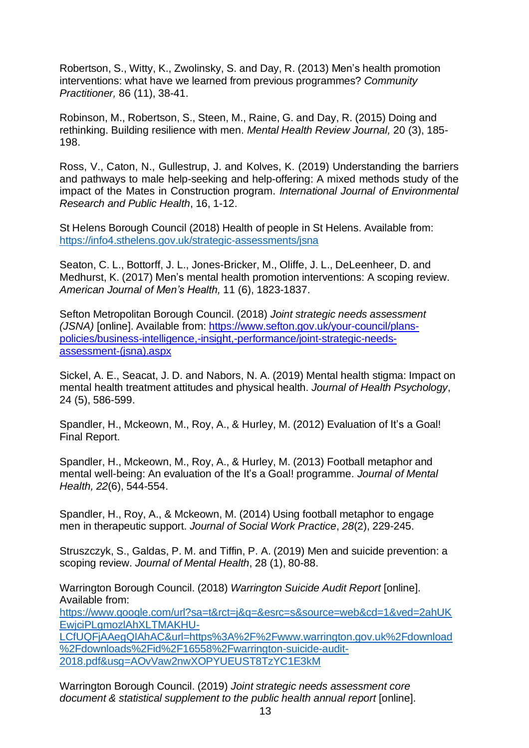Robertson, S., Witty, K., Zwolinsky, S. and Day, R. (2013) Men's health promotion interventions: what have we learned from previous programmes? *Community Practitioner,* 86 (11), 38-41.

Robinson, M., Robertson, S., Steen, M., Raine, G. and Day, R. (2015) Doing and rethinking. Building resilience with men. *Mental Health Review Journal,* 20 (3), 185-198.

Ross, V., Caton, N., Gullestrup, J. and Kolves, K. (2019) Understanding the barriers and pathways to male help-seeking and help-offering: A mixed methods study of the impact of the Mates in Construction program. *International Journal of Environmental Research and Public Health*, 16, 1-12.

St Helens Borough Council (2018) Health of people in St Helens. Available from: https://info4.sthelens.gov.uk/strategic-assessments/jsna

Seaton, C. L., Bottorff, J. L., Jones-Bricker, M., Oliffe, J. L., DeLeenheer, D. and Medhurst, K. (2017) Men's mental health promotion interventions: A scoping review. *American Journal of Men's Health,* 11 (6), 1823-1837.

Sefton Metropolitan Borough Council. (2018) *Joint strategic needs assessment (JSNA)* [online]. Available from: https://www.sefton.gov.uk/your-council/plans-policies/business-intelligence,-insight,-performance/joint-strategic-needs-assessment-(jsna).aspx

Sickel, A. E., Seacat, J. D. and Nabors, N. A. (2019) Mental health stigma: Impact on mental health treatment attitudes and physical health. *Journal of Health Psychology*, 24 (5), 586-599.

Spandler, H., Mckeown, M., Roy, A., & Hurley, M. (2012) Evaluation of It's a Goal! Final Report.

Spandler, H., Mckeown, M., Roy, A., & Hurley, M. (2013) Football metaphor and mental well-being: An evaluation of the It's a Goal! programme. *Journal of Mental Health, 22*(6), 544-554.

Spandler, H., Roy, A., & Mckeown, M. (2014) Using football metaphor to engage men in therapeutic support. *Journal of Social Work Practice*, *28*(2), 229-245.

Struszczyk, S., Galdas, P. M. and Tiffin, P. A. (2019) Men and suicide prevention: a scoping review. *Journal of Mental Health*, 28 (1), 80-88.

Warrington Borough Council. (2018) *Warrington Suicide Audit Report* [online]. Available from: https://www.google.com/url?sa=t&rct=j&q=&esrc=s&source=web&cd=1&ved=2ahUKEwjciPLgmozlAhXLTMAKHU-LCfUQFjAAegQIAhAC&url=https%3A%2F%2Fwww.warrington.gov.uk%2Fdownload%2Fdownloads%2Fid%2F16558%2Fwarrington-suicide-audit-2018.pdf&usg=AOvVaw2nwXOPYUEUST8TzYC1E3kM

Warrington Borough Council. (2019) *Joint strategic needs assessment core document & statistical supplement to the public health annual report* [online].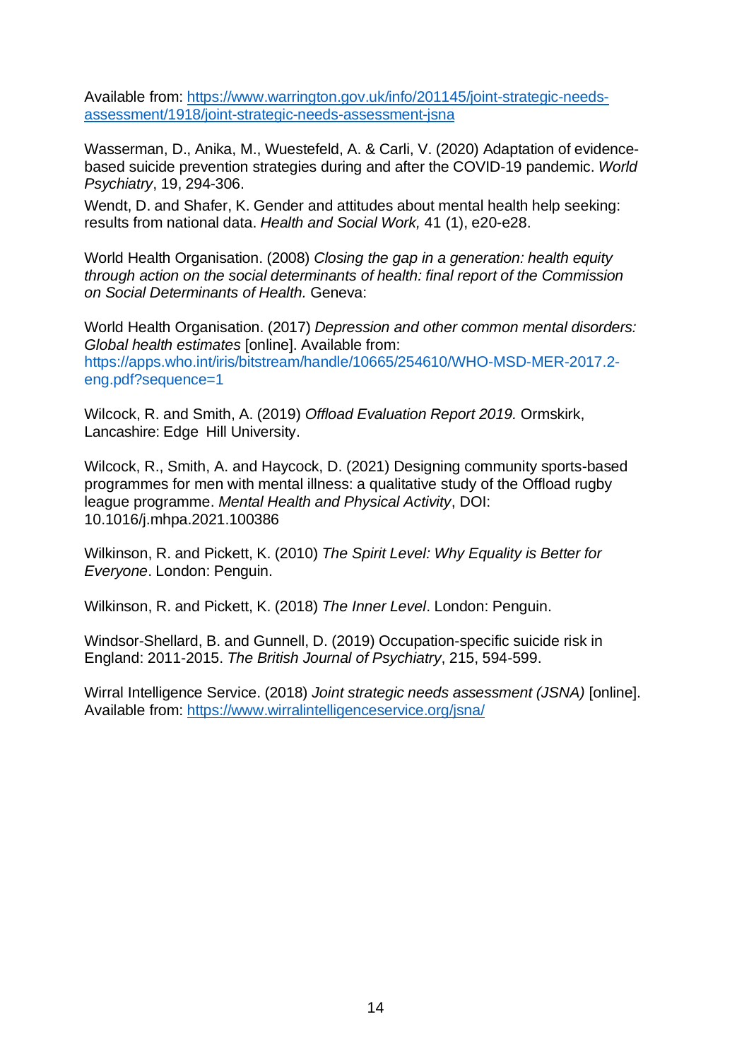Available from: https://www.warrington.gov.uk/info/201145/joint-strategic-needs-assessment/1918/joint-strategic-needs-assessment-jsna

Wasserman, D., Anika, M., Wuestefeld, A. & Carli, V. (2020) Adaptation of evidence-based suicide prevention strategies during and after the COVID-19 pandemic. *World Psychiatry*, 19, 294-306.

Wendt, D. and Shafer, K. Gender and attitudes about mental health help seeking: results from national data. *Health and Social Work,* 41 (1), e20-e28.

World Health Organisation. (2008) *Closing the gap in a generation: health equity through action on the social determinants of health: final report of the Commission on Social Determinants of Health.* Geneva:

World Health Organisation. (2017) *Depression and other common mental disorders: Global health estimates* [online]. Available from: https://apps.who.int/iris/bitstream/handle/10665/254610/WHO-MSD-MER-2017.2-eng.pdf?sequence=1

Wilcock, R. and Smith, A. (2019) *Offload Evaluation Report 2019.* Ormskirk, Lancashire: Edge Hill University.

Wilcock, R., Smith, A. and Haycock, D. (2021) Designing community sports-based programmes for men with mental illness: a qualitative study of the Offload rugby league programme. *Mental Health and Physical Activity*, DOI: 10.1016/j.mhpa.2021.100386

Wilkinson, R. and Pickett, K. (2010) *The Spirit Level: Why Equality is Better for Everyone*. London: Penguin.

Wilkinson, R. and Pickett, K. (2018) *The Inner Level*. London: Penguin.

Windsor-Shellard, B. and Gunnell, D. (2019) Occupation-specific suicide risk in England: 2011-2015. *The British Journal of Psychiatry*, 215, 594-599.

Wirral Intelligence Service. (2018) *Joint strategic needs assessment (JSNA)* [online]. Available from: https://www.wirralintelligenceservice.org/jsna/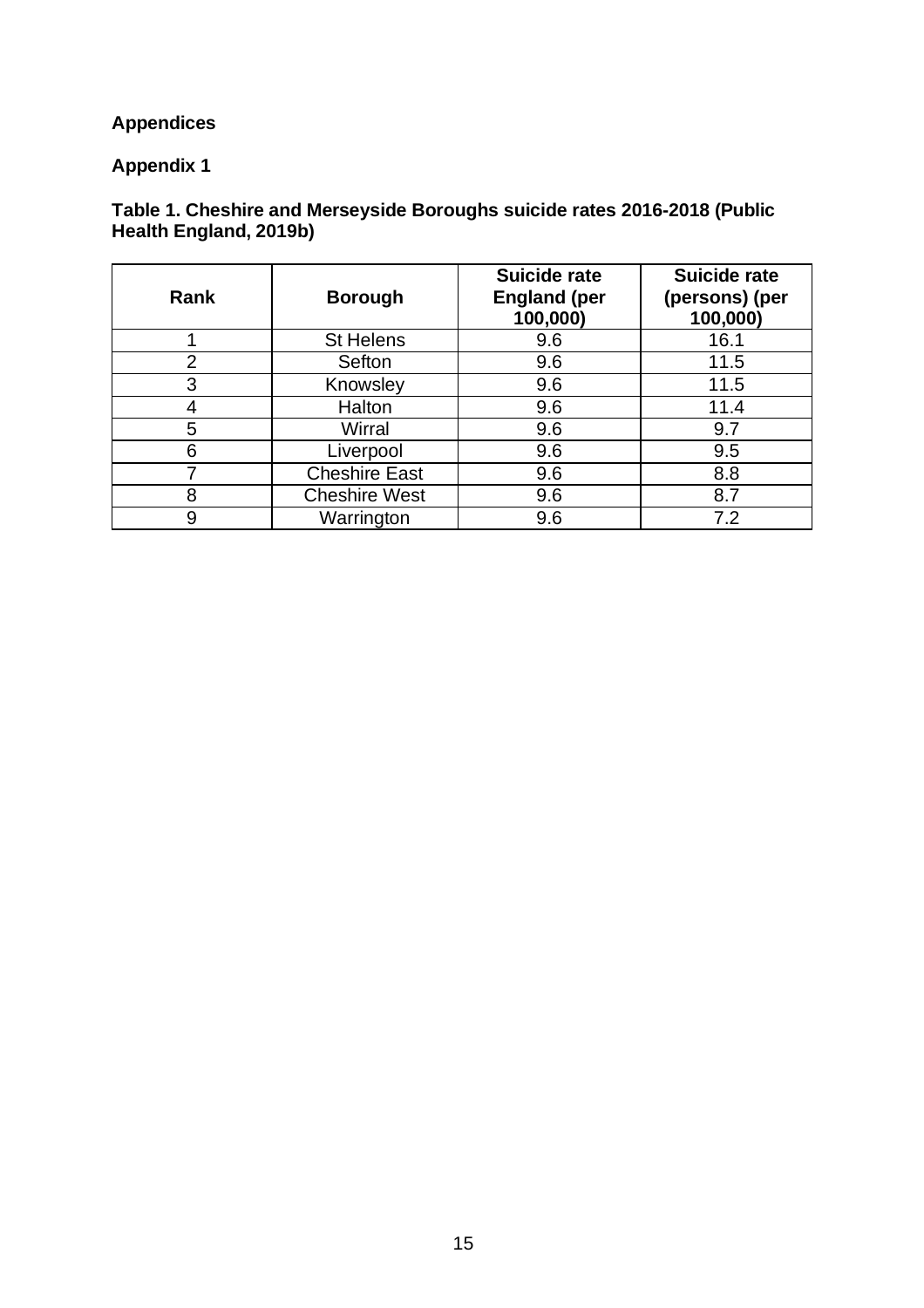## Appendices

### Appendix 1

**Table 1. Cheshire and Merseyside Boroughs suicide rates 2016-2018 (Public Health England, 2019b)**

| Rank | Borough | Suicide rate England (per 100,000) | Suicide rate (persons) (per 100,000) |
|---|---|---|---|
| 1 | St Helens | 9.6 | 16.1 |
| 2 | Sefton | 9.6 | 11.5 |
| 3 | Knowsley | 9.6 | 11.5 |
| 4 | Halton | 9.6 | 11.4 |
| 5 | Wirral | 9.6 | 9.7 |
| 6 | Liverpool | 9.6 | 9.5 |
| 7 | Cheshire East | 9.6 | 8.8 |
| 8 | Cheshire West | 9.6 | 8.7 |
| 9 | Warrington | 9.6 | 7.2 |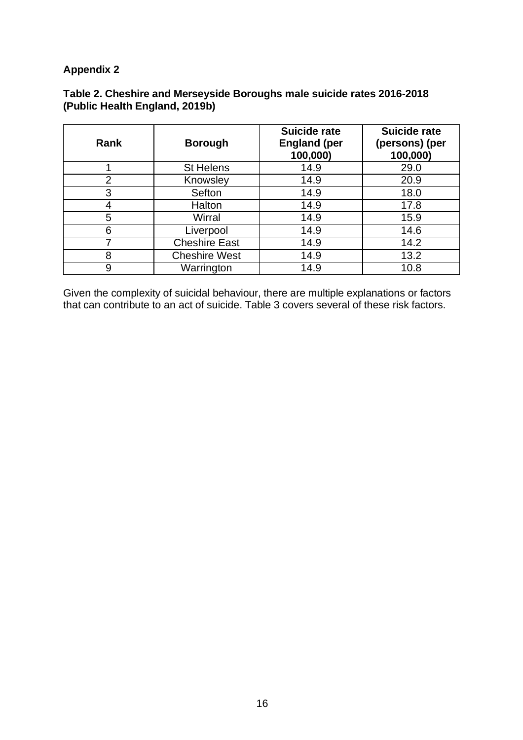**Appendix 2**

**Table 2. Cheshire and Merseyside Boroughs male suicide rates 2016-2018 (Public Health England, 2019b)**

| Rank | Borough | Suicide rate England (per 100,000) | Suicide rate (persons) (per 100,000) |
|---|---|---|---|
| 1 | St Helens | 14.9 | 29.0 |
| 2 | Knowsley | 14.9 | 20.9 |
| 3 | Sefton | 14.9 | 18.0 |
| 4 | Halton | 14.9 | 17.8 |
| 5 | Wirral | 14.9 | 15.9 |
| 6 | Liverpool | 14.9 | 14.6 |
| 7 | Cheshire East | 14.9 | 14.2 |
| 8 | Cheshire West | 14.9 | 13.2 |
| 9 | Warrington | 14.9 | 10.8 |

Given the complexity of suicidal behaviour, there are multiple explanations or factors that can contribute to an act of suicide. Table 3 covers several of these risk factors.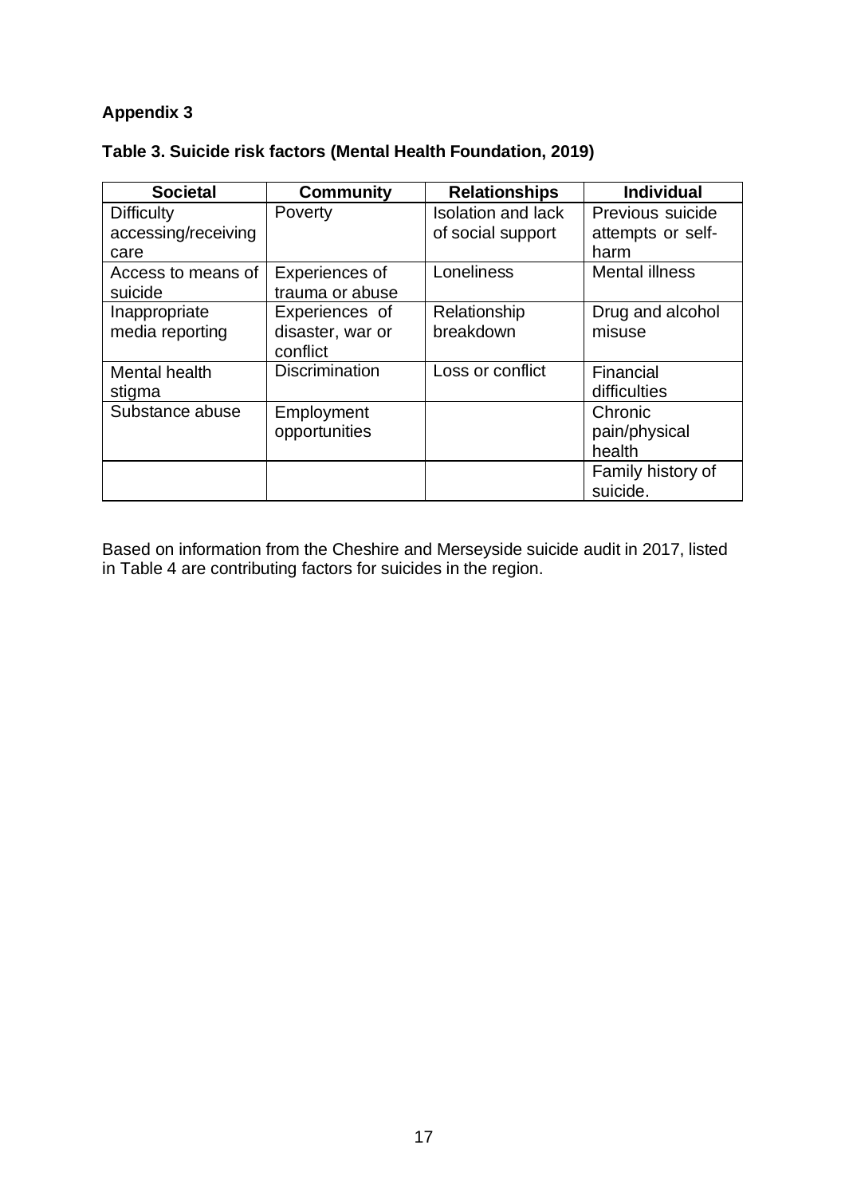**Appendix 3**

**Table 3. Suicide risk factors (Mental Health Foundation, 2019)**

| Societal | Community | Relationships | Individual |
|---|---|---|---|
| Difficulty accessing/receiving care | Poverty | Isolation and lack of social support | Previous suicide attempts or self-harm |
| Access to means of suicide | Experiences of trauma or abuse | Loneliness | Mental illness |
| Inappropriate media reporting | Experiences of disaster, war or conflict | Relationship breakdown | Drug and alcohol misuse |
| Mental health stigma | Discrimination | Loss or conflict | Financial difficulties |
| Substance abuse | Employment opportunities | | Chronic pain/physical health |
| | | | Family history of suicide. |

Based on information from the Cheshire and Merseyside suicide audit in 2017, listed in Table 4 are contributing factors for suicides in the region.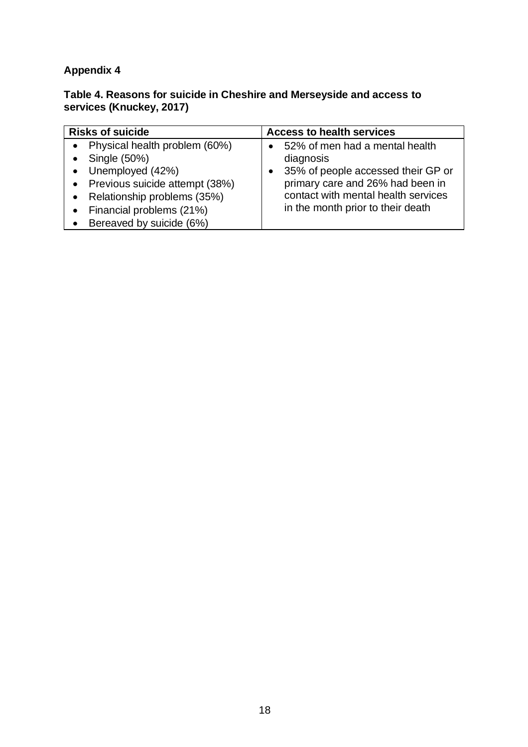## Appendix 4

**Table 4. Reasons for suicide in Cheshire and Merseyside and access to services (Knuckey, 2017)**

| Risks of suicide | Access to health services |
|---|---|
| • Physical health problem (60%)<br>• Single (50%)<br>• Unemployed (42%)<br>• Previous suicide attempt (38%)<br>• Relationship problems (35%)<br>• Financial problems (21%)<br>• Bereaved by suicide (6%) | • 52% of men had a mental health diagnosis<br>• 35% of people accessed their GP or primary care and 26% had been in contact with mental health services in the month prior to their death |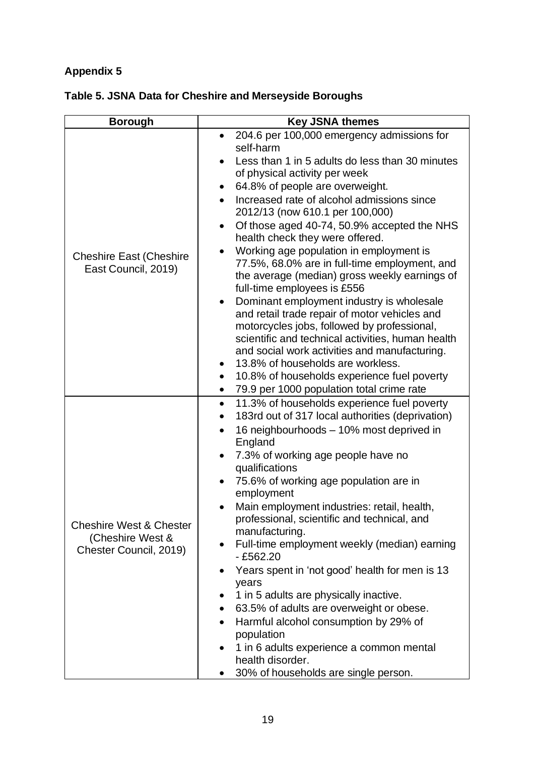**Appendix 5**

**Table 5. JSNA Data for Cheshire and Merseyside Boroughs**

| Borough | Key JSNA themes |
|---|---|
| Cheshire East (Cheshire East Council, 2019) | • 204.6 per 100,000 emergency admissions for self-harm<br>• Less than 1 in 5 adults do less than 30 minutes of physical activity per week<br>• 64.8% of people are overweight.<br>• Increased rate of alcohol admissions since 2012/13 (now 610.1 per 100,000)<br>• Of those aged 40-74, 50.9% accepted the NHS health check they were offered.<br>• Working age population in employment is 77.5%, 68.0% are in full-time employment, and the average (median) gross weekly earnings of full-time employees is £556<br>• Dominant employment industry is wholesale and retail trade repair of motor vehicles and motorcycles jobs, followed by professional, scientific and technical activities, human health and social work activities and manufacturing.<br>• 13.8% of households are workless.<br>• 10.8% of households experience fuel poverty<br>• 79.9 per 1000 population total crime rate |
| Cheshire West & Chester (Cheshire West & Chester Council, 2019) | • 11.3% of households experience fuel poverty<br>• 183rd out of 317 local authorities (deprivation)<br>• 16 neighbourhoods – 10% most deprived in England<br>• 7.3% of working age people have no qualifications<br>• 75.6% of working age population are in employment<br>• Main employment industries: retail, health, professional, scientific and technical, and manufacturing.<br>• Full-time employment weekly (median) earning - £562.20<br>• Years spent in 'not good' health for men is 13 years<br>• 1 in 5 adults are physically inactive.<br>• 63.5% of adults are overweight or obese.<br>• Harmful alcohol consumption by 29% of population<br>• 1 in 6 adults experience a common mental health disorder.<br>• 30% of households are single person. |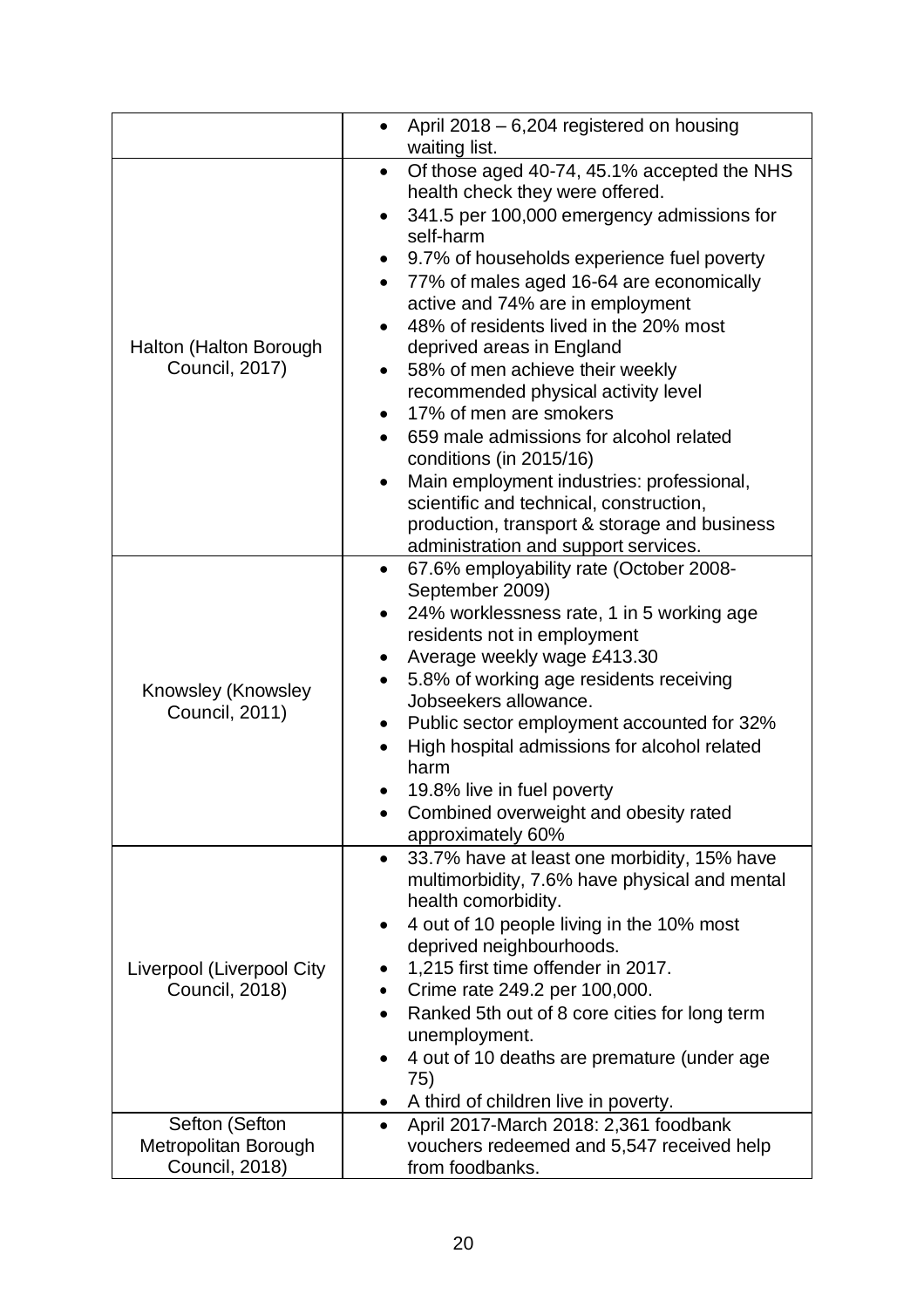| | |
|---|---|
| | • April 2018 – 6,204 registered on housing waiting list. |
| Halton (Halton Borough Council, 2017) | • Of those aged 40-74, 45.1% accepted the NHS health check they were offered.<br>• 341.5 per 100,000 emergency admissions for self-harm<br>• 9.7% of households experience fuel poverty<br>• 77% of males aged 16-64 are economically active and 74% are in employment<br>• 48% of residents lived in the 20% most deprived areas in England<br>• 58% of men achieve their weekly recommended physical activity level<br>• 17% of men are smokers<br>• 659 male admissions for alcohol related conditions (in 2015/16)<br>• Main employment industries: professional, scientific and technical, construction, production, transport & storage and business administration and support services. |
| Knowsley (Knowsley Council, 2011) | • 67.6% employability rate (October 2008-September 2009)<br>• 24% worklessness rate, 1 in 5 working age residents not in employment<br>• Average weekly wage £413.30<br>• 5.8% of working age residents receiving Jobseekers allowance.<br>• Public sector employment accounted for 32%<br>• High hospital admissions for alcohol related harm<br>• 19.8% live in fuel poverty<br>• Combined overweight and obesity rated approximately 60% |
| Liverpool (Liverpool City Council, 2018) | • 33.7% have at least one morbidity, 15% have multimorbidity, 7.6% have physical and mental health comorbidity.<br>• 4 out of 10 people living in the 10% most deprived neighbourhoods.<br>• 1,215 first time offender in 2017.<br>• Crime rate 249.2 per 100,000.<br>• Ranked 5th out of 8 core cities for long term unemployment.<br>• 4 out of 10 deaths are premature (under age 75)<br>• A third of children live in poverty. |
| Sefton (Sefton Metropolitan Borough Council, 2018) | • April 2017-March 2018: 2,361 foodbank vouchers redeemed and 5,547 received help from foodbanks. |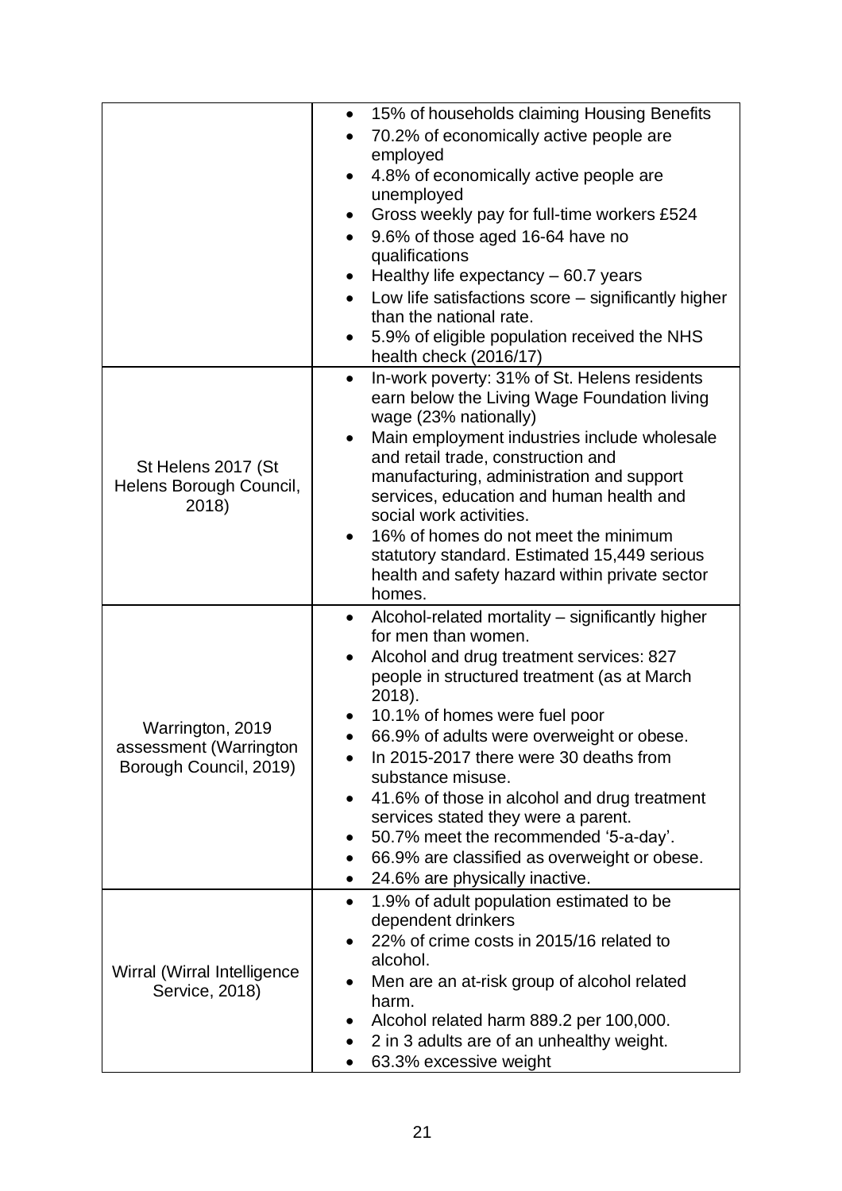| | |
|---|---|
| | • 15% of households claiming Housing Benefits<br>• 70.2% of economically active people are employed<br>• 4.8% of economically active people are unemployed<br>• Gross weekly pay for full-time workers £524<br>• 9.6% of those aged 16-64 have no qualifications<br>• Healthy life expectancy – 60.7 years<br>• Low life satisfactions score – significantly higher than the national rate.<br>• 5.9% of eligible population received the NHS health check (2016/17) |
| St Helens 2017 (St Helens Borough Council, 2018) | • In-work poverty: 31% of St. Helens residents earn below the Living Wage Foundation living wage (23% nationally)<br>• Main employment industries include wholesale and retail trade, construction and manufacturing, administration and support services, education and human health and social work activities.<br>• 16% of homes do not meet the minimum statutory standard. Estimated 15,449 serious health and safety hazard within private sector homes. |
| Warrington, 2019 assessment (Warrington Borough Council, 2019) | • Alcohol-related mortality – significantly higher for men than women.<br>• Alcohol and drug treatment services: 827 people in structured treatment (as at March 2018).<br>• 10.1% of homes were fuel poor<br>• 66.9% of adults were overweight or obese.<br>• In 2015-2017 there were 30 deaths from substance misuse.<br>• 41.6% of those in alcohol and drug treatment services stated they were a parent.<br>• 50.7% meet the recommended '5-a-day'.<br>• 66.9% are classified as overweight or obese.<br>• 24.6% are physically inactive. |
| Wirral (Wirral Intelligence Service, 2018) | • 1.9% of adult population estimated to be dependent drinkers<br>• 22% of crime costs in 2015/16 related to alcohol.<br>• Men are an at-risk group of alcohol related harm.<br>• Alcohol related harm 889.2 per 100,000.<br>• 2 in 3 adults are of an unhealthy weight.<br>• 63.3% excessive weight |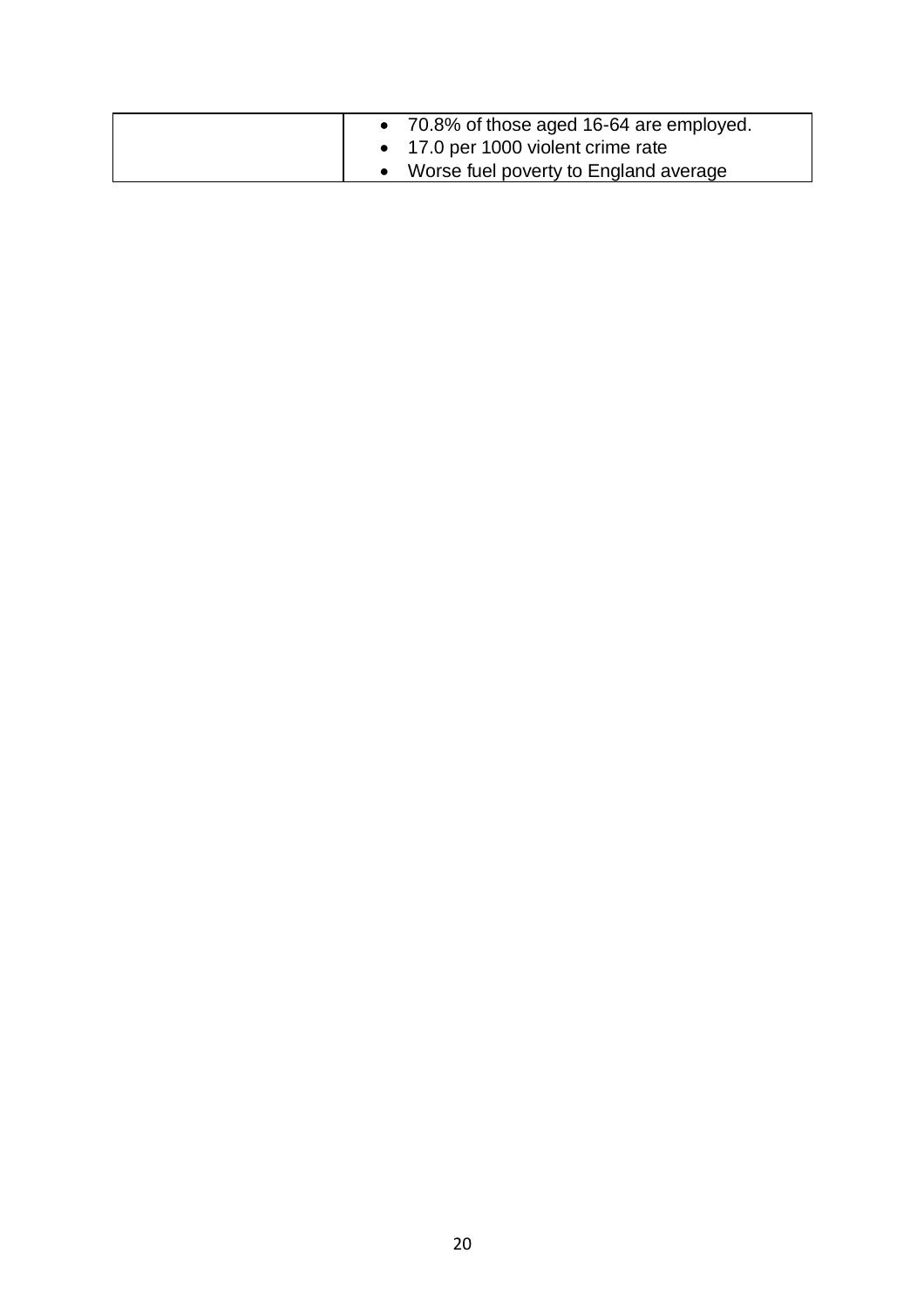| | |
|---|---|
| | • 70.8% of those aged 16-64 are employed.<br>• 17.0 per 1000 violent crime rate<br>• Worse fuel poverty to England average |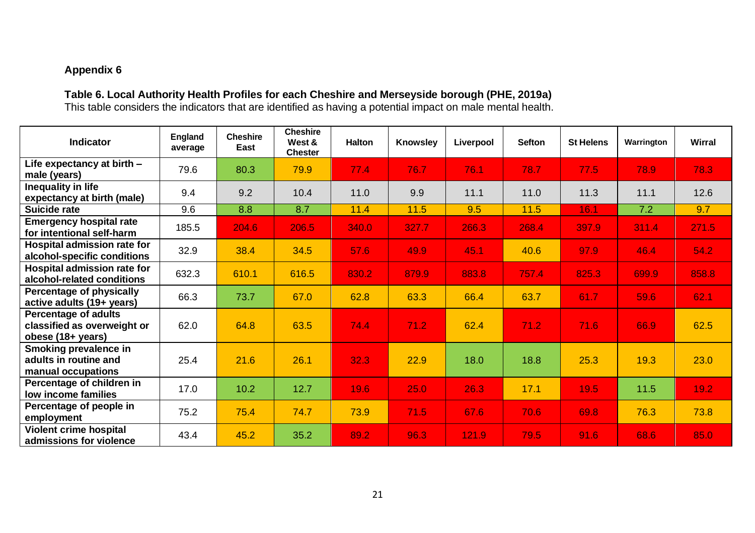## Appendix 6

**Table 6. Local Authority Health Profiles for each Cheshire and Merseyside borough (PHE, 2019a)**
This table considers the indicators that are identified as having a potential impact on male mental health.

| Indicator | England average | Cheshire East | Cheshire West & Chester | Halton | Knowsley | Liverpool | Sefton | St Helens | Warrington | Wirral |
|---|---|---|---|---|---|---|---|---|---|---|
| Life expectancy at birth – male (years) | 79.6 | 80.3 | 79.9 | 77.4 | 76.7 | 76.1 | 78.7 | 77.5 | 78.9 | 78.3 |
| Inequality in life expectancy at birth (male) | 9.4 | 9.2 | 10.4 | 11.0 | 9.9 | 11.1 | 11.0 | 11.3 | 11.1 | 12.6 |
| Suicide rate | 9.6 | 8.8 | 8.7 | 11.4 | 11.5 | 9.5 | 11.5 | 16.1 | 7.2 | 9.7 |
| Emergency hospital rate for intentional self-harm | 185.5 | 204.6 | 206.5 | 340.0 | 327.7 | 266.3 | 268.4 | 397.9 | 311.4 | 271.5 |
| Hospital admission rate for alcohol-specific conditions | 32.9 | 38.4 | 34.5 | 57.6 | 49.9 | 45.1 | 40.6 | 97.9 | 46.4 | 54.2 |
| Hospital admission rate for alcohol-related conditions | 632.3 | 610.1 | 616.5 | 830.2 | 879.9 | 883.8 | 757.4 | 825.3 | 699.9 | 858.8 |
| Percentage of physically active adults (19+ years) | 66.3 | 73.7 | 67.0 | 62.8 | 63.3 | 66.4 | 63.7 | 61.7 | 59.6 | 62.1 |
| Percentage of adults classified as overweight or obese (18+ years) | 62.0 | 64.8 | 63.5 | 74.4 | 71.2 | 62.4 | 71.2 | 71.6 | 66.9 | 62.5 |
| Smoking prevalence in adults in routine and manual occupations | 25.4 | 21.6 | 26.1 | 32.3 | 22.9 | 18.0 | 18.8 | 25.3 | 19.3 | 23.0 |
| Percentage of children in low income families | 17.0 | 10.2 | 12.7 | 19.6 | 25.0 | 26.3 | 17.1 | 19.5 | 11.5 | 19.2 |
| Percentage of people in employment | 75.2 | 75.4 | 74.7 | 73.9 | 71.5 | 67.6 | 70.6 | 69.8 | 76.3 | 73.8 |
| Violent crime hospital admissions for violence | 43.4 | 45.2 | 35.2 | 89.2 | 96.3 | 121.9 | 79.5 | 91.6 | 68.6 | 85.0 |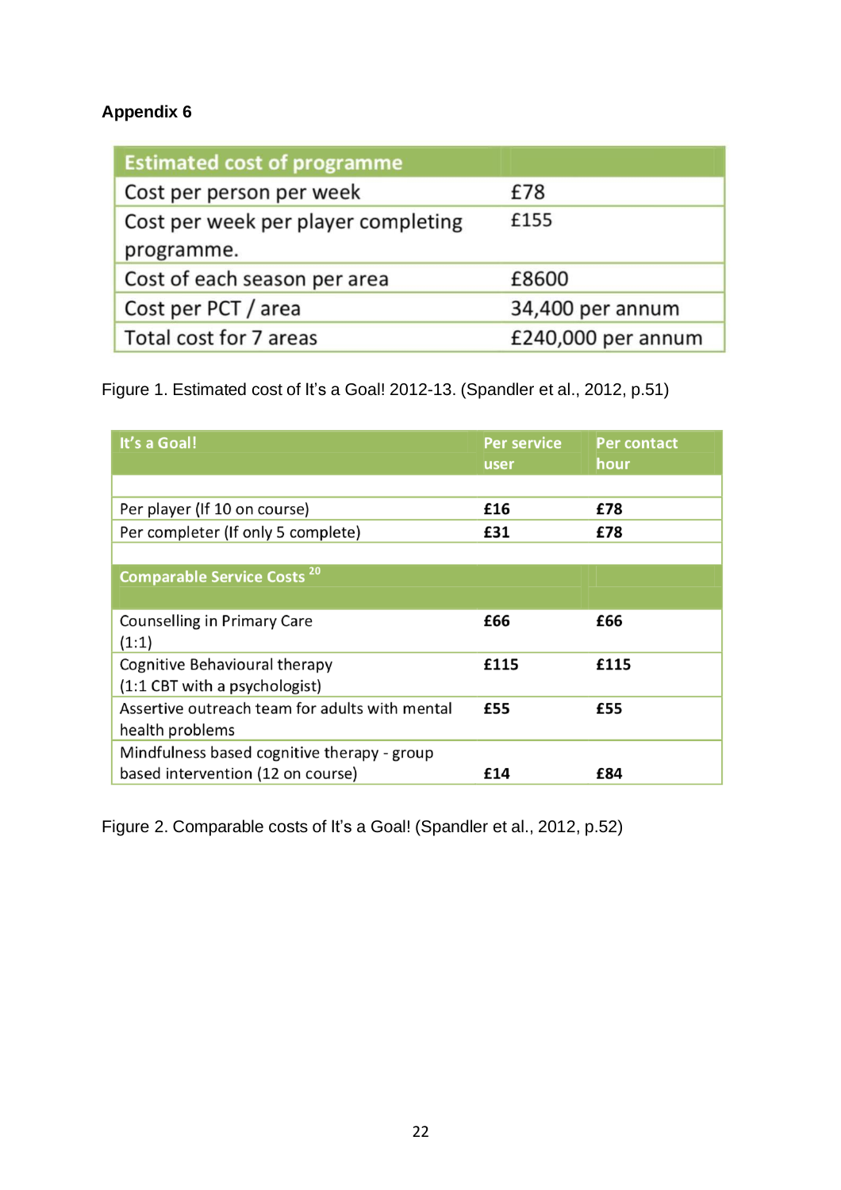## Appendix 6

| Estimated cost of programme | |
|---|---|
| Cost per person per week | £78 |
| Cost per week per player completing programme. | £155 |
| Cost of each season per area | £8600 |
| Cost per PCT / area | 34,400 per annum |
| Total cost for 7 areas | £240,000 per annum |

Figure 1. Estimated cost of It's a Goal! 2012-13. (Spandler et al., 2012, p.51)

| It's a Goal! | Per service user | Per contact hour |
|---|---|---|
| | | |
| Per player (If 10 on course) | **£16** | **£78** |
| Per completer (If only 5 complete) | **£31** | **£78** |
| | | |
| **Comparable Service Costs [20]** | | |
| | | |
| Counselling in Primary Care (1:1) | **£66** | **£66** |
| Cognitive Behavioural therapy (1:1 CBT with a psychologist) | **£115** | **£115** |
| Assertive outreach team for adults with mental health problems | **£55** | **£55** |
| Mindfulness based cognitive therapy - group based intervention (12 on course) | **£14** | **£84** |

Figure 2. Comparable costs of It's a Goal! (Spandler et al., 2012, p.52)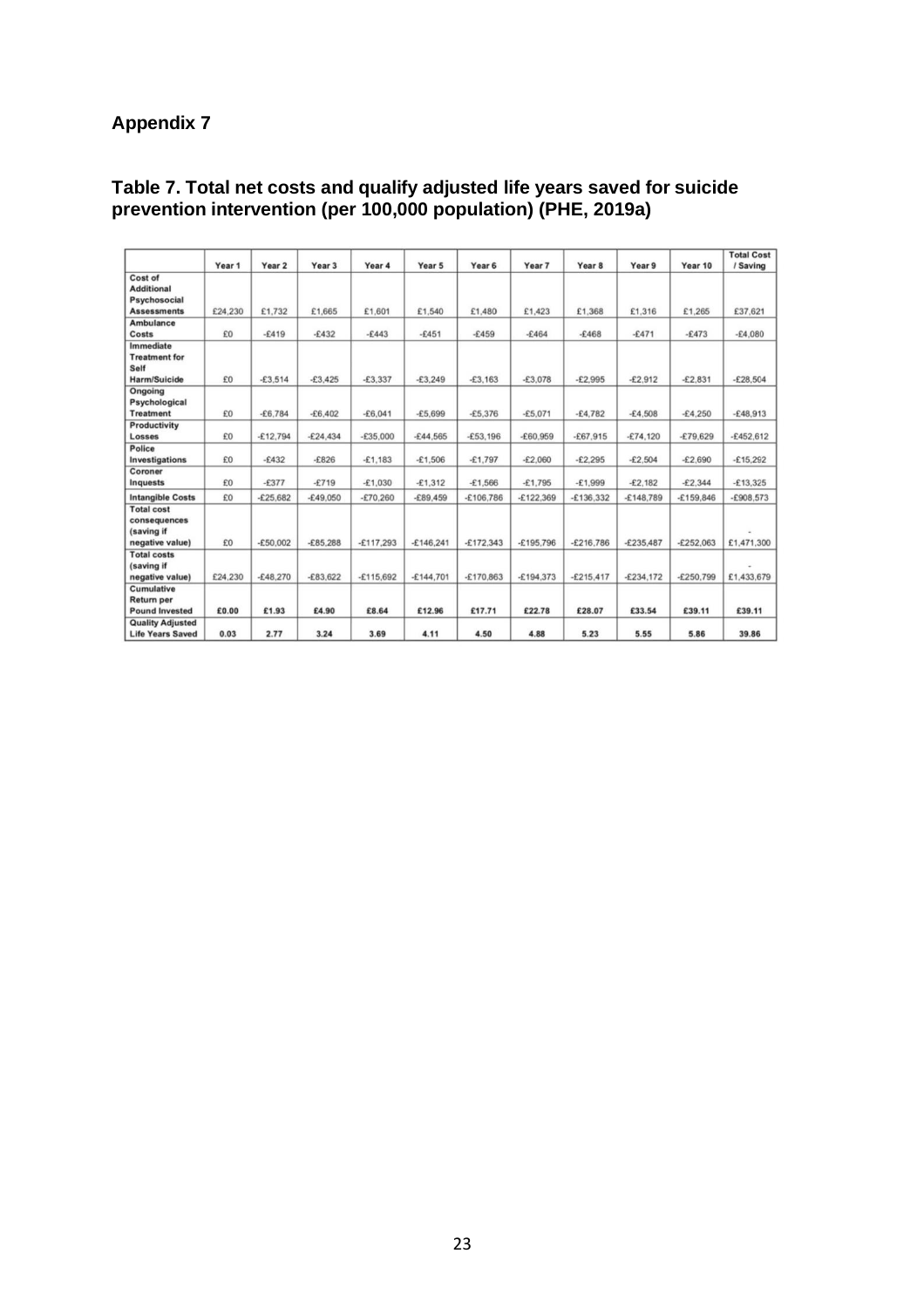## Appendix 7

### Table 7. Total net costs and qualify adjusted life years saved for suicide prevention intervention (per 100,000 population) (PHE, 2019a)

| | Year 1 | Year 2 | Year 3 | Year 4 | Year 5 | Year 6 | Year 7 | Year 8 | Year 9 | Year 10 | Total Cost / Saving |
|---|---|---|---|---|---|---|---|---|---|---|---|
| Cost of Additional Psychosocial Assessments | £24,230 | £1,732 | £1,665 | £1,601 | £1,540 | £1,480 | £1,423 | £1,368 | £1,316 | £1,265 | £37,621 |
| Ambulance Costs | £0 | -£419 | -£432 | -£443 | -£451 | -£459 | -£464 | -£468 | -£471 | -£473 | -£4,080 |
| Immediate Treatment for Self Harm/Suicide | £0 | -£3,514 | -£3,425 | -£3,337 | -£3,249 | -£3,163 | -£3,078 | -£2,995 | -£2,912 | -£2,831 | -£28,504 |
| Ongoing Psychological Treatment | £0 | -£6,784 | -£6,402 | -£6,041 | -£5,699 | -£5,376 | -£5,071 | -£4,782 | -£4,508 | -£4,250 | -£48,913 |
| Productivity Losses | £0 | -£12,794 | -£24,434 | -£35,000 | -£44,565 | -£53,196 | -£60,959 | -£67,915 | -£74,120 | -£79,629 | -£452,612 |
| Police Investigations | £0 | -£432 | -£826 | -£1,183 | -£1,506 | -£1,797 | -£2,060 | -£2,295 | -£2,504 | -£2,690 | -£15,292 |
| Coroner Inquests | £0 | -£377 | -£719 | -£1,030 | -£1,312 | -£1,566 | -£1,795 | -£1,999 | -£2,182 | -£2,344 | -£13,325 |
| Intangible Costs | £0 | -£25,682 | -£49,050 | -£70,260 | -£89,459 | -£106,786 | -£122,369 | -£136,332 | -£148,789 | -£159,846 | -£908,573 |
| Total cost consequences (saving if negative value) | £0 | -£50,002 | -£85,288 | -£117,293 | -£146,241 | -£172,343 | -£195,796 | -£216,786 | -£235,487 | -£252,063 | -£1,471,300 |
| Total costs (saving if negative value) | £24,230 | -£48,270 | -£83,622 | -£115,692 | -£144,701 | -£170,863 | -£194,373 | -£215,417 | -£234,172 | -£250,799 | -£1,433,679 |
| Cumulative Return per Pound Invested | £0.00 | £1.93 | £4.90 | £8.64 | £12.96 | £17.71 | £22.78 | £28.07 | £33.54 | £39.11 | £39.11 |
| Quality Adjusted Life Years Saved | 0.03 | 2.77 | 3.24 | 3.69 | 4.11 | 4.50 | 4.88 | 5.23 | 5.55 | 5.86 | 39.86 |